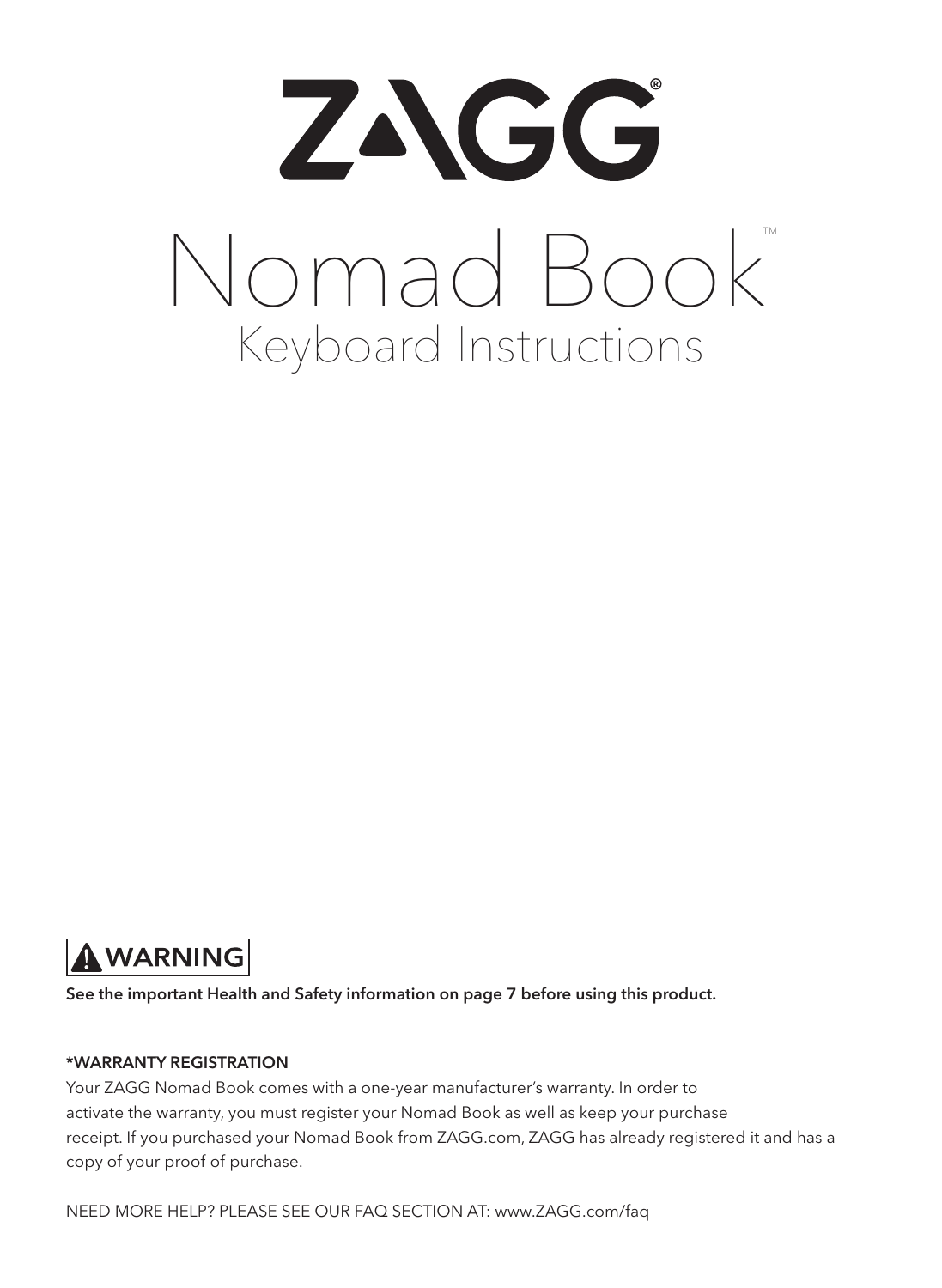# ZAGG®

# Nomad Book™

## Keyboard Instructions

**⚠ WARNING**

**See the important Health and Safety information on page 7 before using this product.**

**\*WARRANTY REGISTRATION**

Your ZAGG Nomad Book comes with a one-year manufacturer's warranty. In order to activate the warranty, you must register your Nomad Book as well as keep your purchase receipt. If you purchased your Nomad Book from ZAGG.com, ZAGG has already registered it and has a copy of your proof of purchase.

NEED MORE HELP? PLEASE SEE OUR FAQ SECTION AT: www.ZAGG.com/faq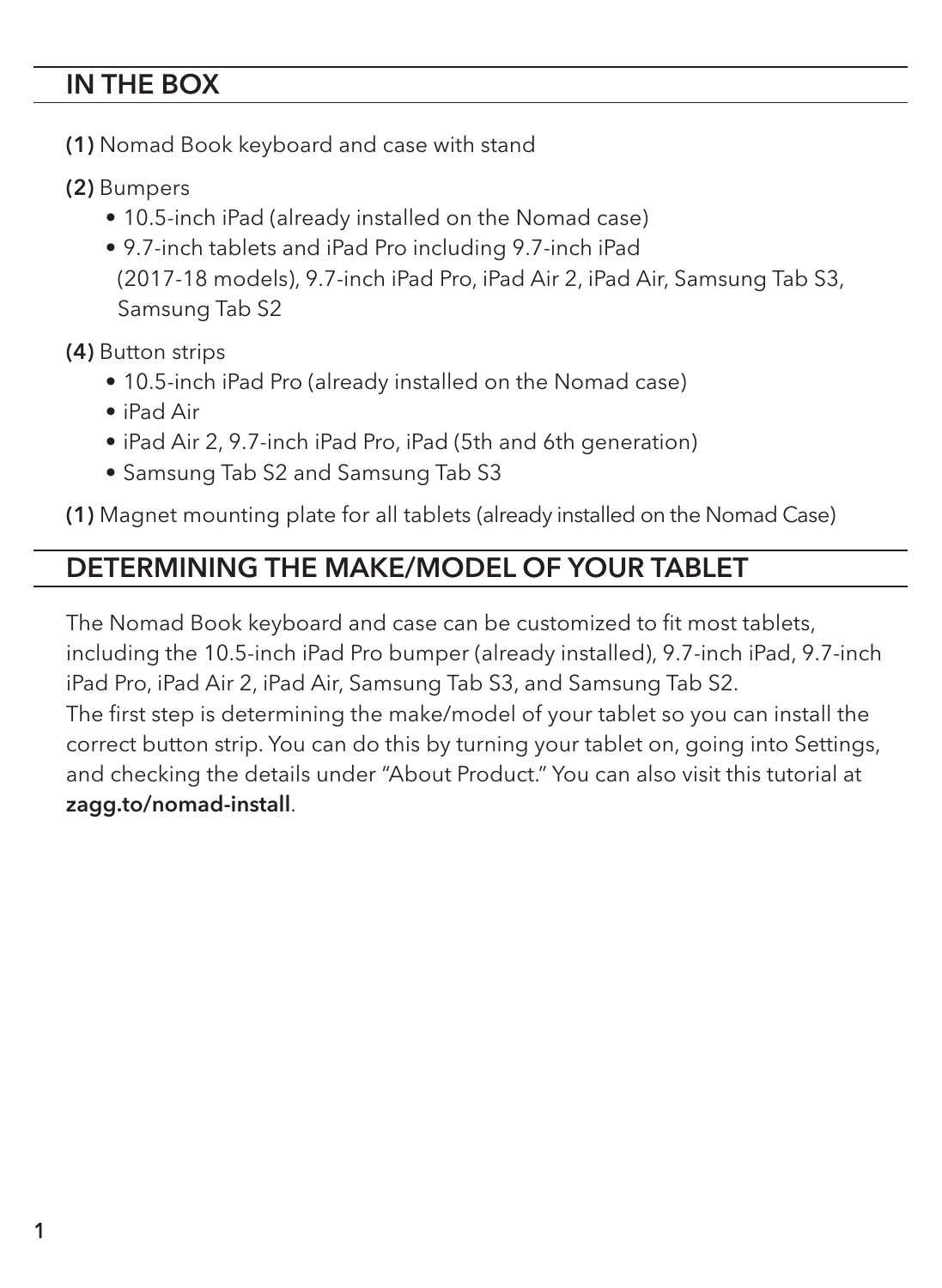## IN THE BOX

**(1)** Nomad Book keyboard and case with stand

**(2)** Bumpers

- 10.5-inch iPad (already installed on the Nomad case)
- 9.7-inch tablets and iPad Pro including 9.7-inch iPad (2017-18 models), 9.7-inch iPad Pro, iPad Air 2, iPad Air, Samsung Tab S3, Samsung Tab S2

**(4)** Button strips

- 10.5-inch iPad Pro (already installed on the Nomad case)
- iPad Air
- iPad Air 2, 9.7-inch iPad Pro, iPad (5th and 6th generation)
- Samsung Tab S2 and Samsung Tab S3

**(1)** Magnet mounting plate for all tablets (already installed on the Nomad Case)

## DETERMINING THE MAKE/MODEL OF YOUR TABLET

The Nomad Book keyboard and case can be customized to fit most tablets, including the 10.5-inch iPad Pro bumper (already installed), 9.7-inch iPad, 9.7-inch iPad Pro, iPad Air 2, iPad Air, Samsung Tab S3, and Samsung Tab S2.
The first step is determining the make/model of your tablet so you can install the correct button strip. You can do this by turning your tablet on, going into Settings, and checking the details under "About Product." You can also visit this tutorial at **zagg.to/nomad-install**.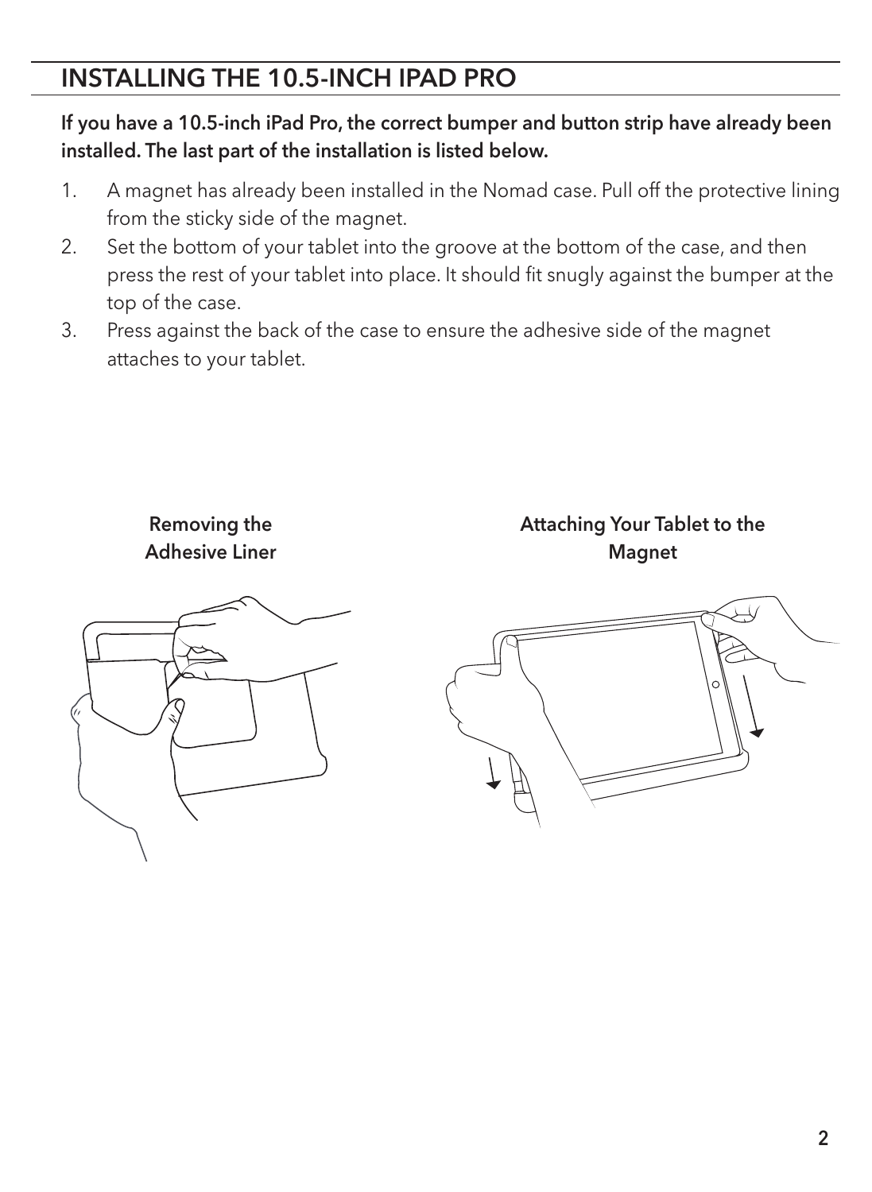## INSTALLING THE 10.5-INCH IPAD PRO

**If you have a 10.5-inch iPad Pro, the correct bumper and button strip have already been installed. The last part of the installation is listed below.**

1. A magnet has already been installed in the Nomad case. Pull off the protective lining from the sticky side of the magnet.
2. Set the bottom of your tablet into the groove at the bottom of the case, and then press the rest of your tablet into place. It should fit snugly against the bumper at the top of the case.
3. Press against the back of the case to ensure the adhesive side of the magnet attaches to your tablet.

**Removing the Adhesive Liner**

**Attaching Your Tablet to the Magnet**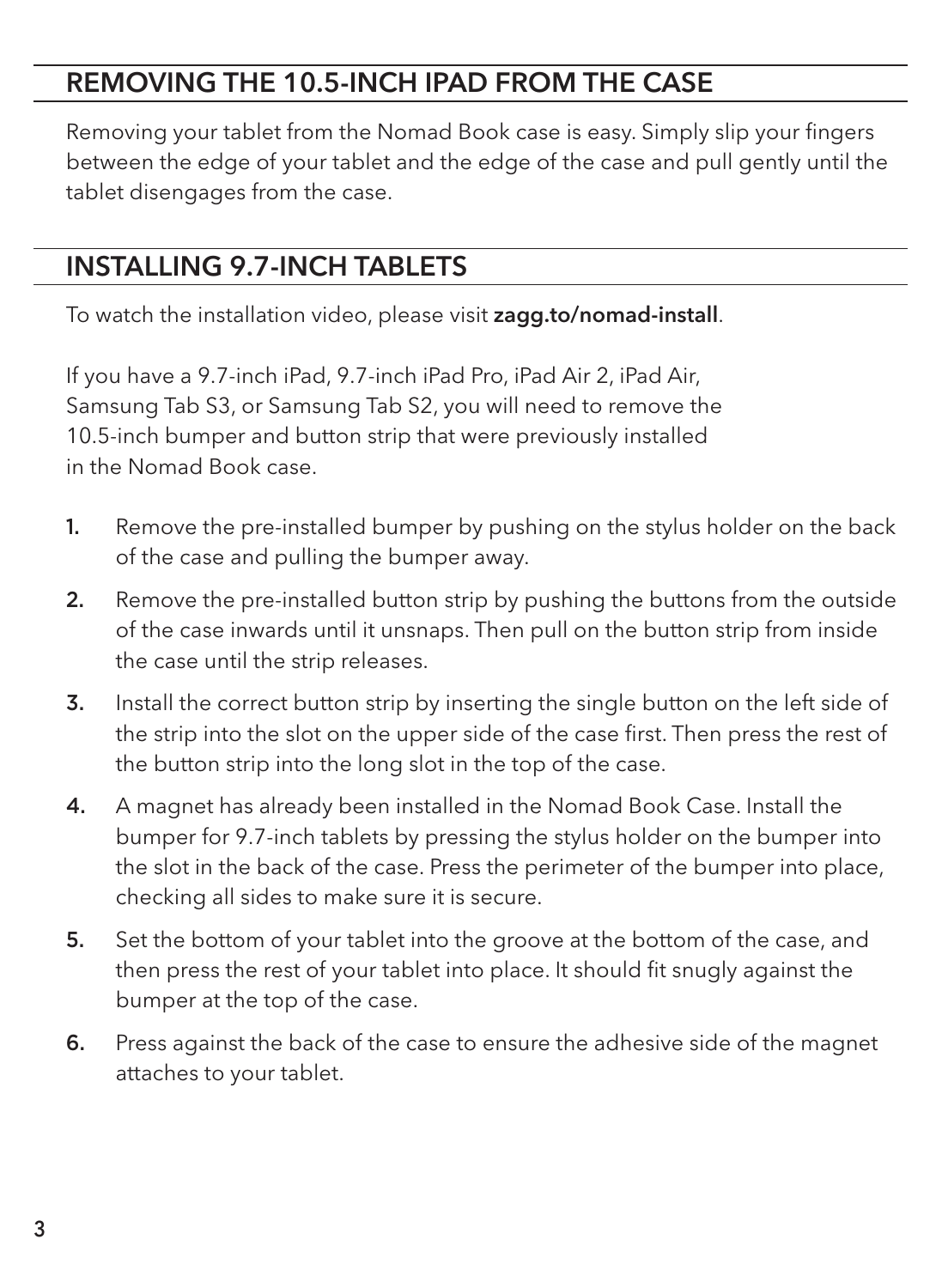## REMOVING THE 10.5-INCH IPAD FROM THE CASE

Removing your tablet from the Nomad Book case is easy. Simply slip your fingers between the edge of your tablet and the edge of the case and pull gently until the tablet disengages from the case.

## INSTALLING 9.7-INCH TABLETS

To watch the installation video, please visit **zagg.to/nomad-install**.

If you have a 9.7-inch iPad, 9.7-inch iPad Pro, iPad Air 2, iPad Air, Samsung Tab S3, or Samsung Tab S2, you will need to remove the 10.5-inch bumper and button strip that were previously installed in the Nomad Book case.

1. Remove the pre-installed bumper by pushing on the stylus holder on the back of the case and pulling the bumper away.
2. Remove the pre-installed button strip by pushing the buttons from the outside of the case inwards until it unsnaps. Then pull on the button strip from inside the case until the strip releases.
3. Install the correct button strip by inserting the single button on the left side of the strip into the slot on the upper side of the case first. Then press the rest of the button strip into the long slot in the top of the case.
4. A magnet has already been installed in the Nomad Book Case. Install the bumper for 9.7-inch tablets by pressing the stylus holder on the bumper into the slot in the back of the case. Press the perimeter of the bumper into place, checking all sides to make sure it is secure.
5. Set the bottom of your tablet into the groove at the bottom of the case, and then press the rest of your tablet into place. It should fit snugly against the bumper at the top of the case.
6. Press against the back of the case to ensure the adhesive side of the magnet attaches to your tablet.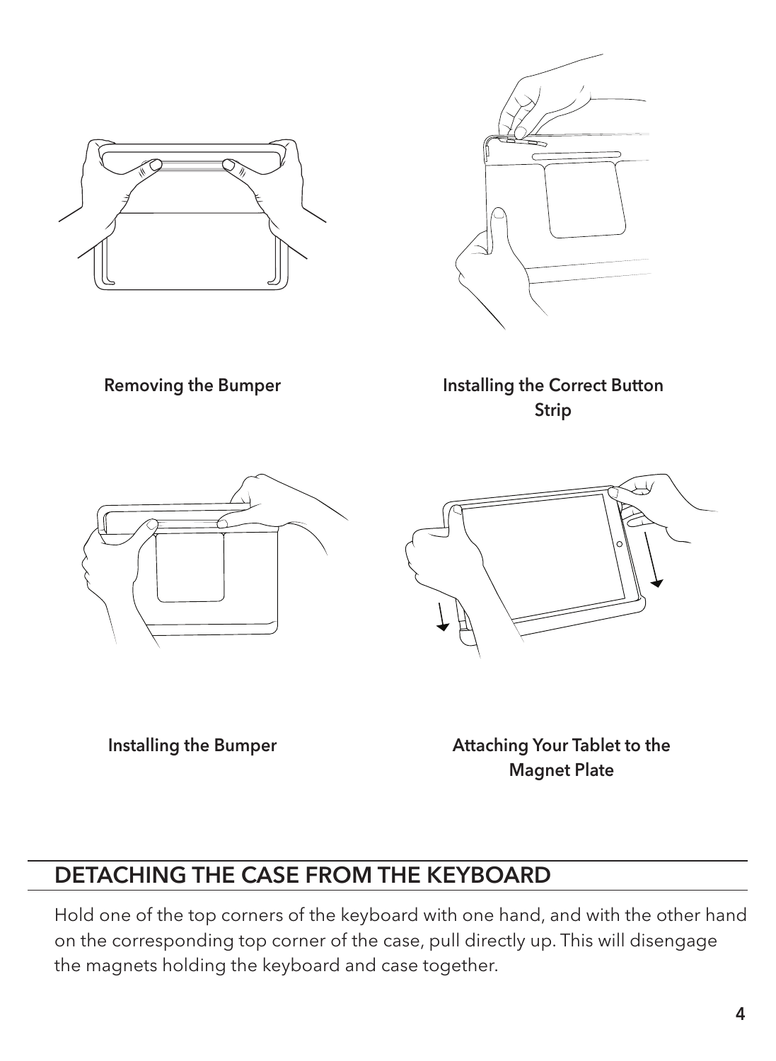Removing the Bumper

Installing the Correct Button Strip

Installing the Bumper

Attaching Your Tablet to the Magnet Plate

## DETACHING THE CASE FROM THE KEYBOARD

Hold one of the top corners of the keyboard with one hand, and with the other hand on the corresponding top corner of the case, pull directly up. This will disengage the magnets holding the keyboard and case together.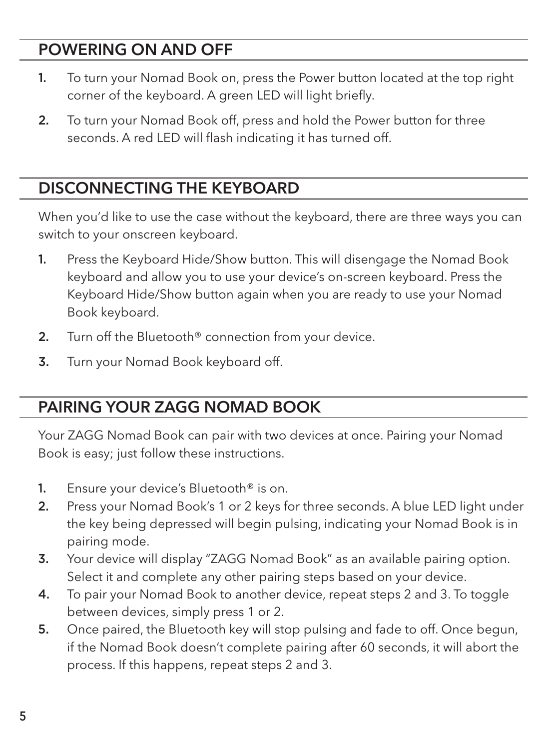## POWERING ON AND OFF

1. To turn your Nomad Book on, press the Power button located at the top right corner of the keyboard. A green LED will light briefly.
2. To turn your Nomad Book off, press and hold the Power button for three seconds. A red LED will flash indicating it has turned off.

## DISCONNECTING THE KEYBOARD

When you'd like to use the case without the keyboard, there are three ways you can switch to your onscreen keyboard.

1. Press the Keyboard Hide/Show button. This will disengage the Nomad Book keyboard and allow you to use your device's on-screen keyboard. Press the Keyboard Hide/Show button again when you are ready to use your Nomad Book keyboard.
2. Turn off the Bluetooth® connection from your device.
3. Turn your Nomad Book keyboard off.

## PAIRING YOUR ZAGG NOMAD BOOK

Your ZAGG Nomad Book can pair with two devices at once. Pairing your Nomad Book is easy; just follow these instructions.

1. Ensure your device's Bluetooth® is on.
2. Press your Nomad Book's 1 or 2 keys for three seconds. A blue LED light under the key being depressed will begin pulsing, indicating your Nomad Book is in pairing mode.
3. Your device will display "ZAGG Nomad Book" as an available pairing option. Select it and complete any other pairing steps based on your device.
4. To pair your Nomad Book to another device, repeat steps 2 and 3. To toggle between devices, simply press 1 or 2.
5. Once paired, the Bluetooth key will stop pulsing and fade to off. Once begun, if the Nomad Book doesn't complete pairing after 60 seconds, it will abort the process. If this happens, repeat steps 2 and 3.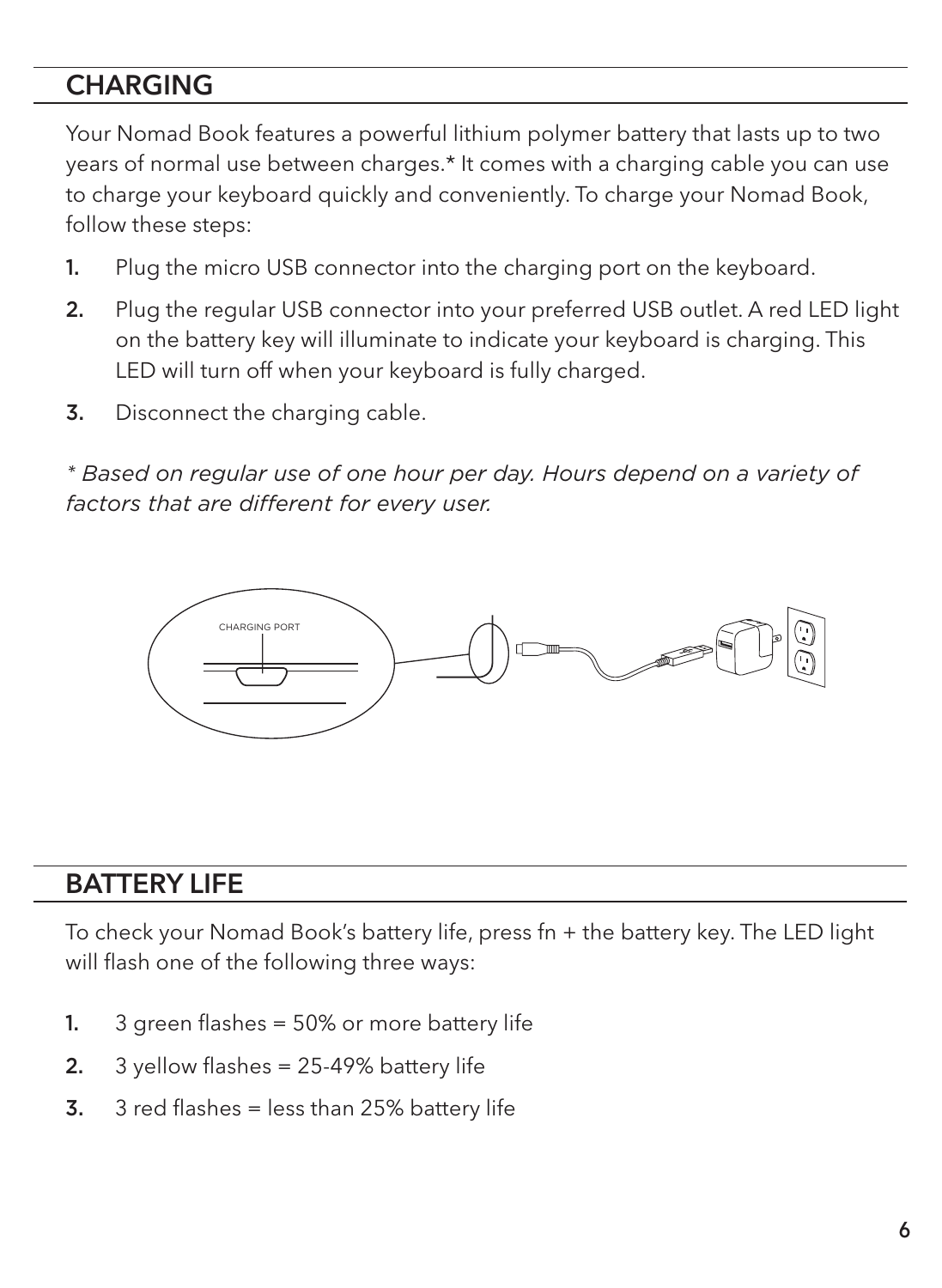## CHARGING

Your Nomad Book features a powerful lithium polymer battery that lasts up to two years of normal use between charges.* It comes with a charging cable you can use to charge your keyboard quickly and conveniently. To charge your Nomad Book, follow these steps:

1. Plug the micro USB connector into the charging port on the keyboard.
2. Plug the regular USB connector into your preferred USB outlet. A red LED light on the battery key will illuminate to indicate your keyboard is charging. This LED will turn off when your keyboard is fully charged.
3. Disconnect the charging cable.

*\* Based on regular use of one hour per day. Hours depend on a variety of factors that are different for every user.*

CHARGING PORT

## BATTERY LIFE

To check your Nomad Book's battery life, press fn + the battery key. The LED light will flash one of the following three ways:

1. 3 green flashes = 50% or more battery life
2. 3 yellow flashes = 25-49% battery life
3. 3 red flashes = less than 25% battery life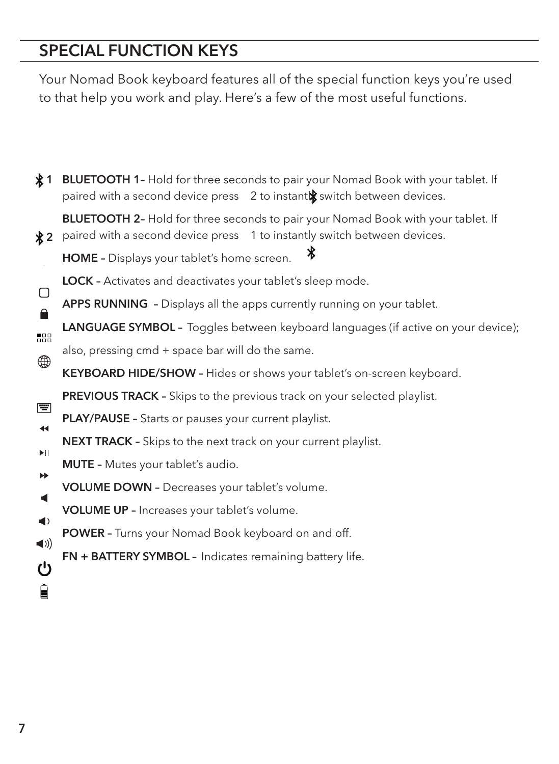## SPECIAL FUNCTION KEYS

Your Nomad Book keyboard features all of the special function keys you're used to that help you work and play. Here's a few of the most useful functions.

- **BLUETOOTH 1–** Hold for three seconds to pair your Nomad Book with your tablet. If paired with a second device press 2 to instantly switch between devices.
- **BLUETOOTH 2–** Hold for three seconds to pair your Nomad Book with your tablet. If paired with a second device press 1 to instantly switch between devices.
- **HOME –** Displays your tablet's home screen.
- **LOCK –** Activates and deactivates your tablet's sleep mode.
- **APPS RUNNING –** Displays all the apps currently running on your tablet.
- **LANGUAGE SYMBOL –** Toggles between keyboard languages (if active on your device); also, pressing cmd + space bar will do the same.
- **KEYBOARD HIDE/SHOW –** Hides or shows your tablet's on-screen keyboard.
- **PREVIOUS TRACK –** Skips to the previous track on your selected playlist.
- **PLAY/PAUSE –** Starts or pauses your current playlist.
- **NEXT TRACK –** Skips to the next track on your current playlist.
- **MUTE –** Mutes your tablet's audio.
- **VOLUME DOWN –** Decreases your tablet's volume.
- **VOLUME UP –** Increases your tablet's volume.
- **POWER –** Turns your Nomad Book keyboard on and off.
- **FN + BATTERY SYMBOL –** Indicates remaining battery life.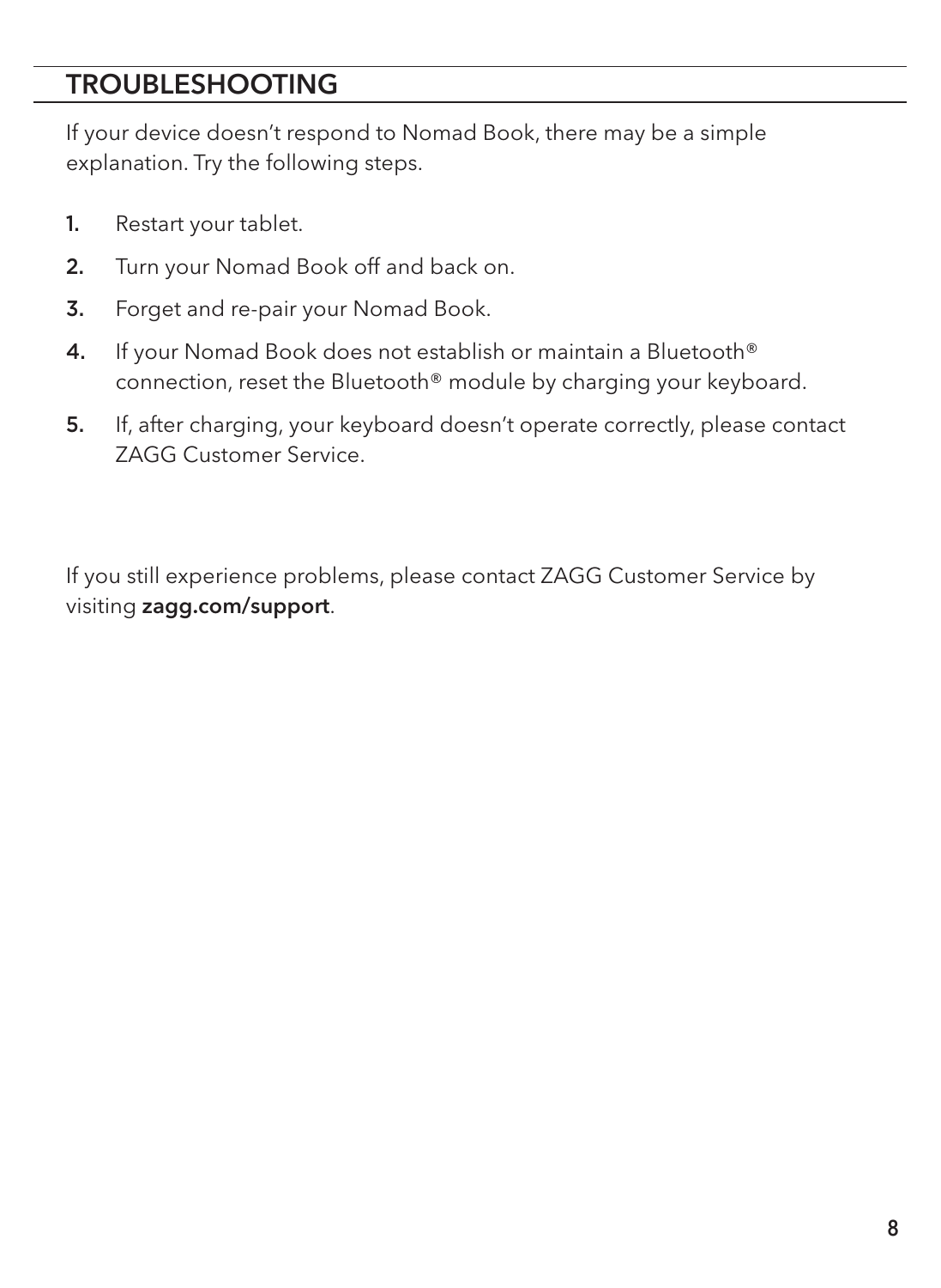## TROUBLESHOOTING

If your device doesn't respond to Nomad Book, there may be a simple explanation. Try the following steps.

1. Restart your tablet.
2. Turn your Nomad Book off and back on.
3. Forget and re-pair your Nomad Book.
4. If your Nomad Book does not establish or maintain a Bluetooth® connection, reset the Bluetooth® module by charging your keyboard.
5. If, after charging, your keyboard doesn't operate correctly, please contact ZAGG Customer Service.

If you still experience problems, please contact ZAGG Customer Service by visiting **zagg.com/support**.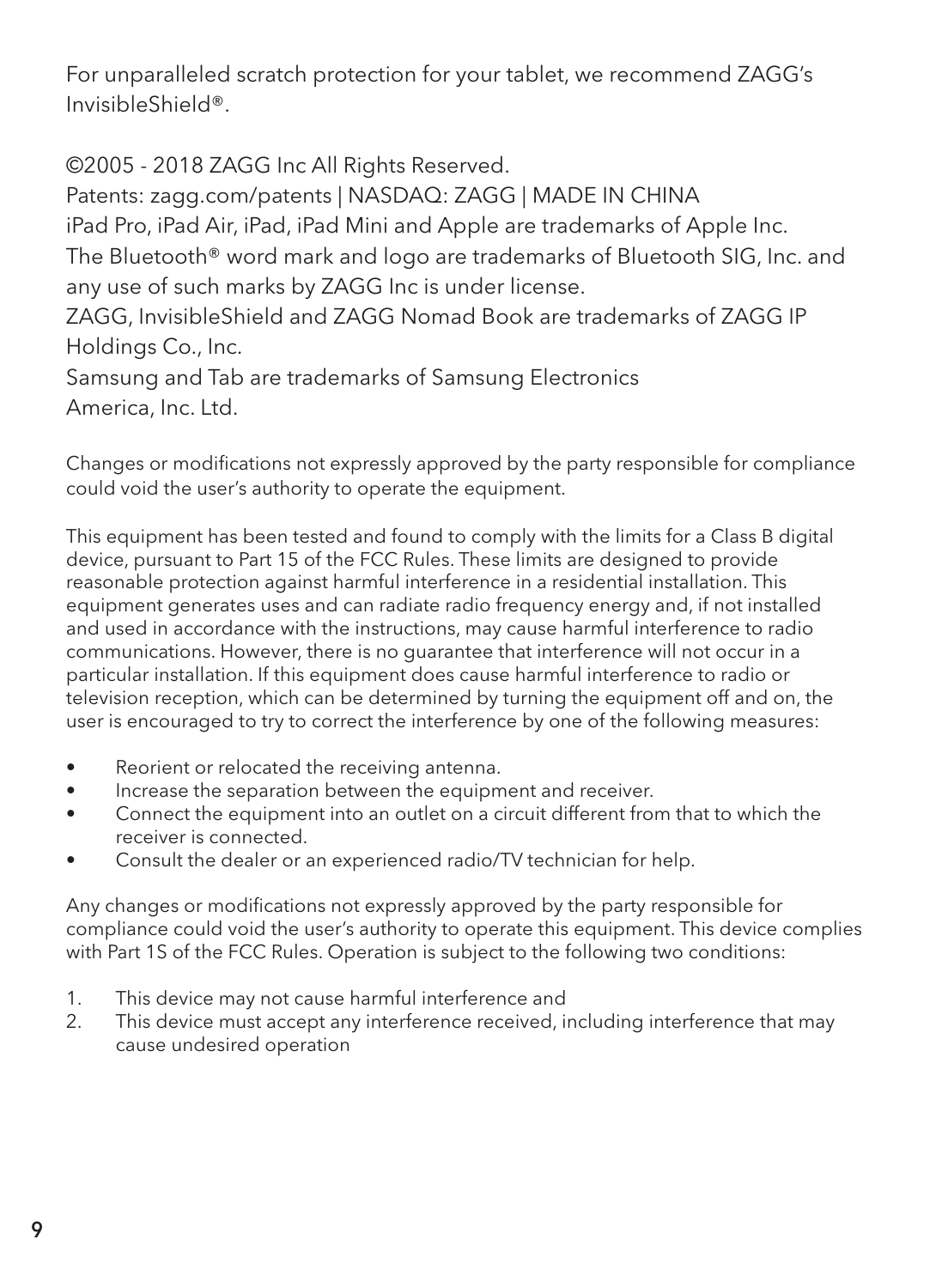For unparalleled scratch protection for your tablet, we recommend ZAGG's InvisibleShield®.

©2005 - 2018 ZAGG Inc All Rights Reserved.
Patents: zagg.com/patents | NASDAQ: ZAGG | MADE IN CHINA
iPad Pro, iPad Air, iPad, iPad Mini and Apple are trademarks of Apple Inc.
The Bluetooth® word mark and logo are trademarks of Bluetooth SIG, Inc. and any use of such marks by ZAGG Inc is under license.
ZAGG, InvisibleShield and ZAGG Nomad Book are trademarks of ZAGG IP Holdings Co., Inc.
Samsung and Tab are trademarks of Samsung Electronics America, Inc. Ltd.

Changes or modifications not expressly approved by the party responsible for compliance could void the user's authority to operate the equipment.

This equipment has been tested and found to comply with the limits for a Class B digital device, pursuant to Part 15 of the FCC Rules. These limits are designed to provide reasonable protection against harmful interference in a residential installation. This equipment generates uses and can radiate radio frequency energy and, if not installed and used in accordance with the instructions, may cause harmful interference to radio communications. However, there is no guarantee that interference will not occur in a particular installation. If this equipment does cause harmful interference to radio or television reception, which can be determined by turning the equipment off and on, the user is encouraged to try to correct the interference by one of the following measures:

- Reorient or relocated the receiving antenna.
- Increase the separation between the equipment and receiver.
- Connect the equipment into an outlet on a circuit different from that to which the receiver is connected.
- Consult the dealer or an experienced radio/TV technician for help.

Any changes or modifications not expressly approved by the party responsible for compliance could void the user's authority to operate this equipment. This device complies with Part 1S of the FCC Rules. Operation is subject to the following two conditions:

1. This device may not cause harmful interference and
2. This device must accept any interference received, including interference that may cause undesired operation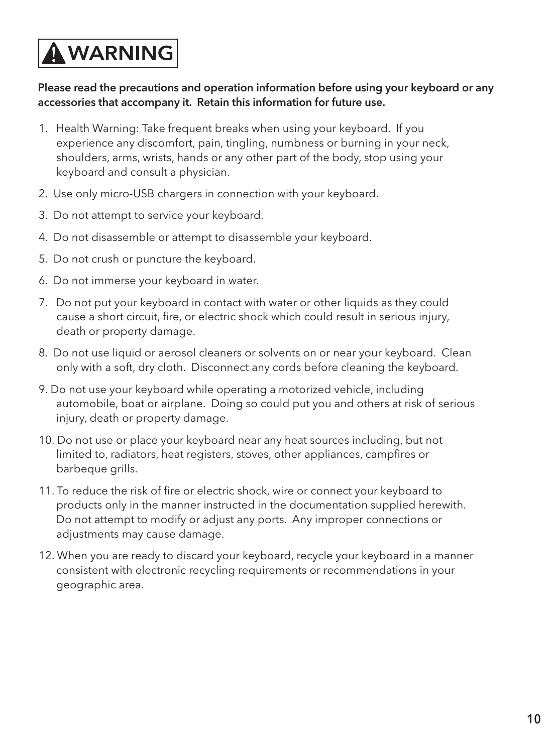# ⚠ WARNING

**Please read the precautions and operation information before using your keyboard or any accessories that accompany it. Retain this information for future use.**

1. Health Warning: Take frequent breaks when using your keyboard. If you experience any discomfort, pain, tingling, numbness or burning in your neck, shoulders, arms, wrists, hands or any other part of the body, stop using your keyboard and consult a physician.
2. Use only micro-USB chargers in connection with your keyboard.
3. Do not attempt to service your keyboard.
4. Do not disassemble or attempt to disassemble your keyboard.
5. Do not crush or puncture the keyboard.
6. Do not immerse your keyboard in water.
7. Do not put your keyboard in contact with water or other liquids as they could cause a short circuit, fire, or electric shock which could result in serious injury, death or property damage.
8. Do not use liquid or aerosol cleaners or solvents on or near your keyboard. Clean only with a soft, dry cloth. Disconnect any cords before cleaning the keyboard.
9. Do not use your keyboard while operating a motorized vehicle, including automobile, boat or airplane. Doing so could put you and others at risk of serious injury, death or property damage.
10. Do not use or place your keyboard near any heat sources including, but not limited to, radiators, heat registers, stoves, other appliances, campfires or barbeque grills.
11. To reduce the risk of fire or electric shock, wire or connect your keyboard to products only in the manner instructed in the documentation supplied herewith. Do not attempt to modify or adjust any ports. Any improper connections or adjustments may cause damage.
12. When you are ready to discard your keyboard, recycle your keyboard in a manner consistent with electronic recycling requirements or recommendations in your geographic area.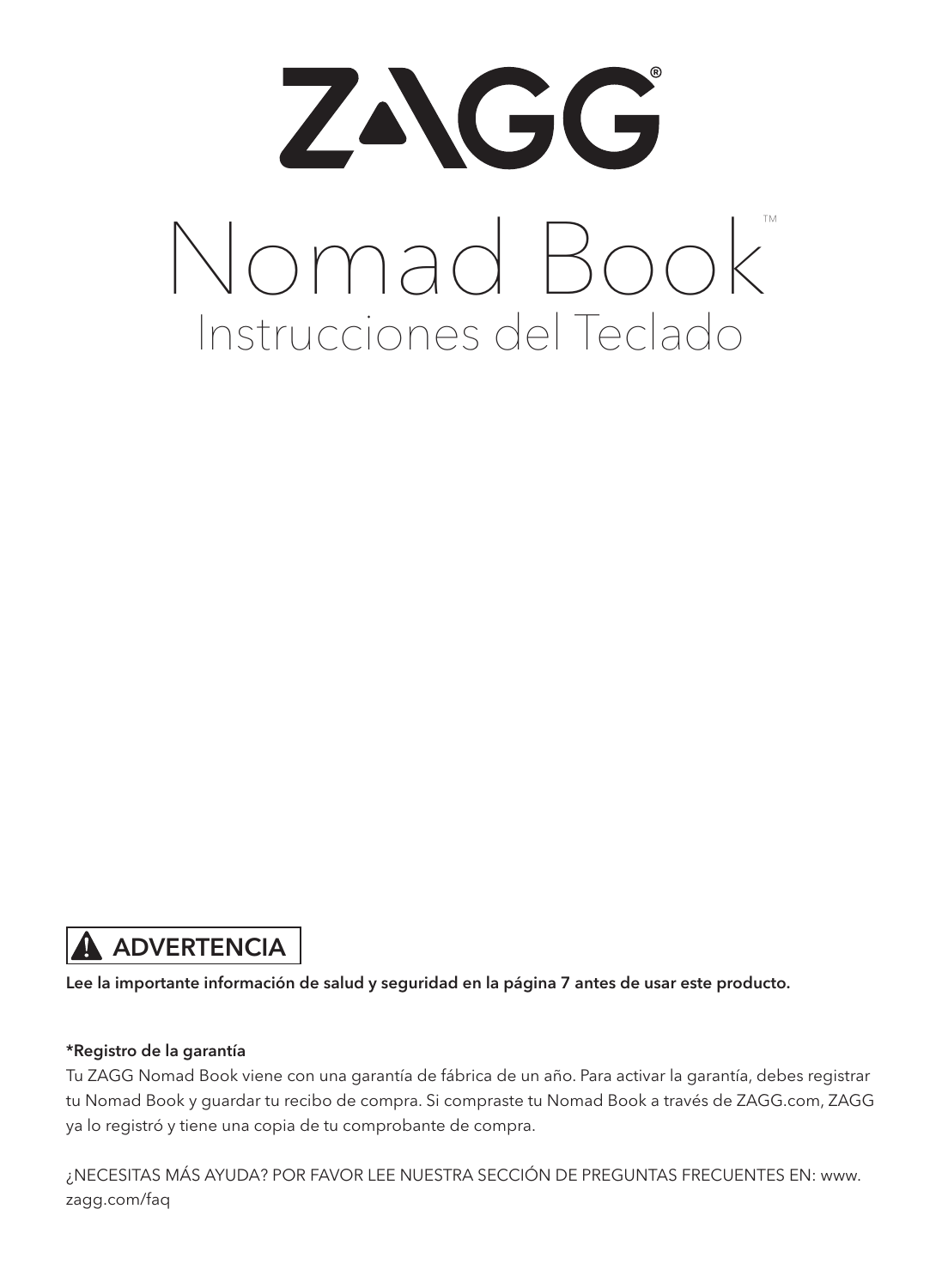# ZAGG®

# Nomad Book™

## Instrucciones del Teclado

**⚠ ADVERTENCIA**

**Lee la importante información de salud y seguridad en la página 7 antes de usar este producto.**

**\*Registro de la garantía**

Tu ZAGG Nomad Book viene con una garantía de fábrica de un año. Para activar la garantía, debes registrar tu Nomad Book y guardar tu recibo de compra. Si compraste tu Nomad Book a través de ZAGG.com, ZAGG ya lo registró y tiene una copia de tu comprobante de compra.

¿NECESITAS MÁS AYUDA? POR FAVOR LEE NUESTRA SECCIÓN DE PREGUNTAS FRECUENTES EN: www.zagg.com/faq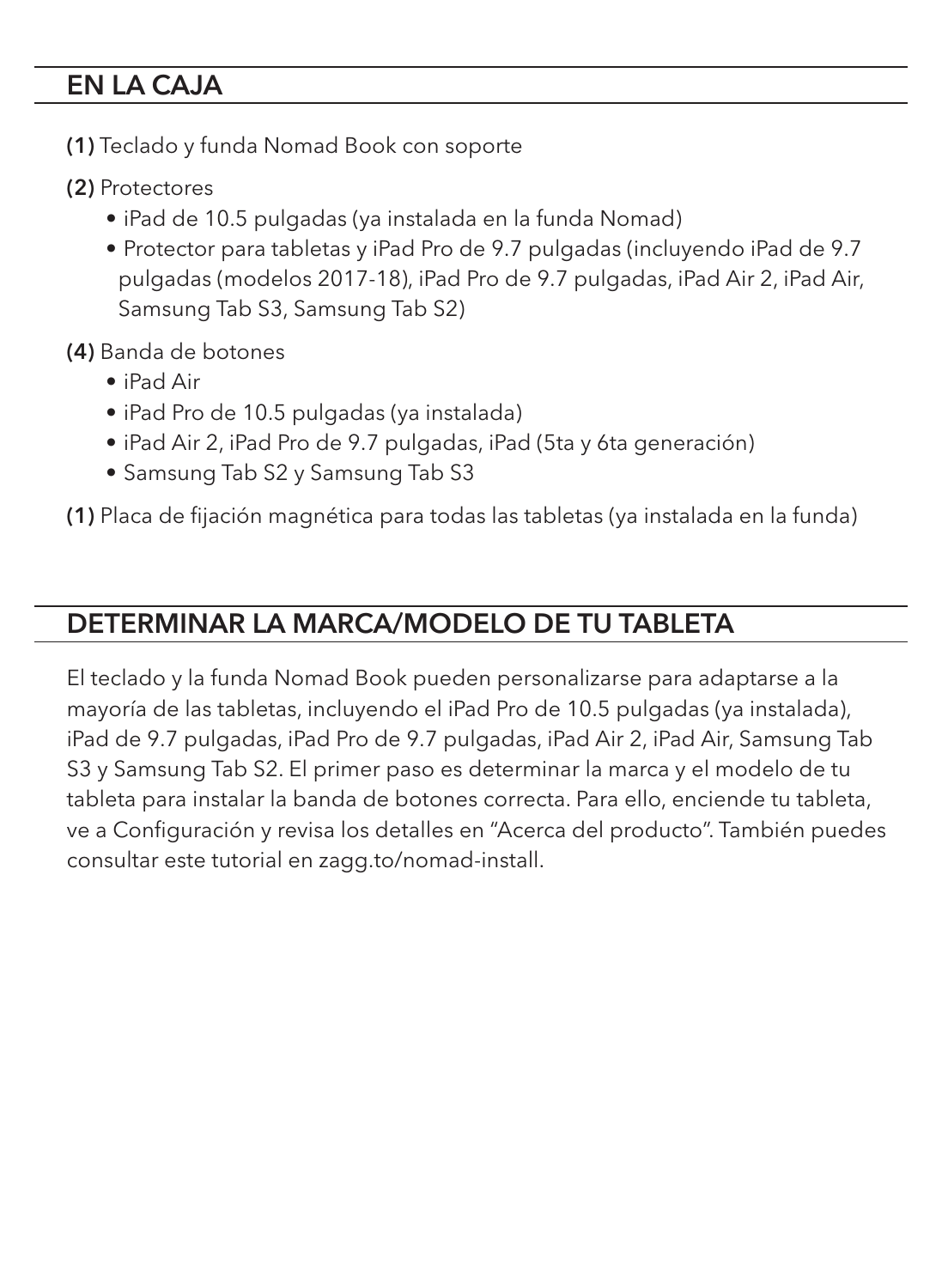## EN LA CAJA

**(1)** Teclado y funda Nomad Book con soporte

**(2)** Protectores

- iPad de 10.5 pulgadas (ya instalada en la funda Nomad)
- Protector para tabletas y iPad Pro de 9.7 pulgadas (incluyendo iPad de 9.7 pulgadas (modelos 2017-18), iPad Pro de 9.7 pulgadas, iPad Air 2, iPad Air, Samsung Tab S3, Samsung Tab S2)

**(4)** Banda de botones

- iPad Air
- iPad Pro de 10.5 pulgadas (ya instalada)
- iPad Air 2, iPad Pro de 9.7 pulgadas, iPad (5ta y 6ta generación)
- Samsung Tab S2 y Samsung Tab S3

**(1)** Placa de fijación magnética para todas las tabletas (ya instalada en la funda)

## DETERMINAR LA MARCA/MODELO DE TU TABLETA

El teclado y la funda Nomad Book pueden personalizarse para adaptarse a la mayoría de las tabletas, incluyendo el iPad Pro de 10.5 pulgadas (ya instalada), iPad de 9.7 pulgadas, iPad Pro de 9.7 pulgadas, iPad Air 2, iPad Air, Samsung Tab S3 y Samsung Tab S2. El primer paso es determinar la marca y el modelo de tu tableta para instalar la banda de botones correcta. Para ello, enciende tu tableta, ve a Configuración y revisa los detalles en "Acerca del producto". También puedes consultar este tutorial en zagg.to/nomad-install.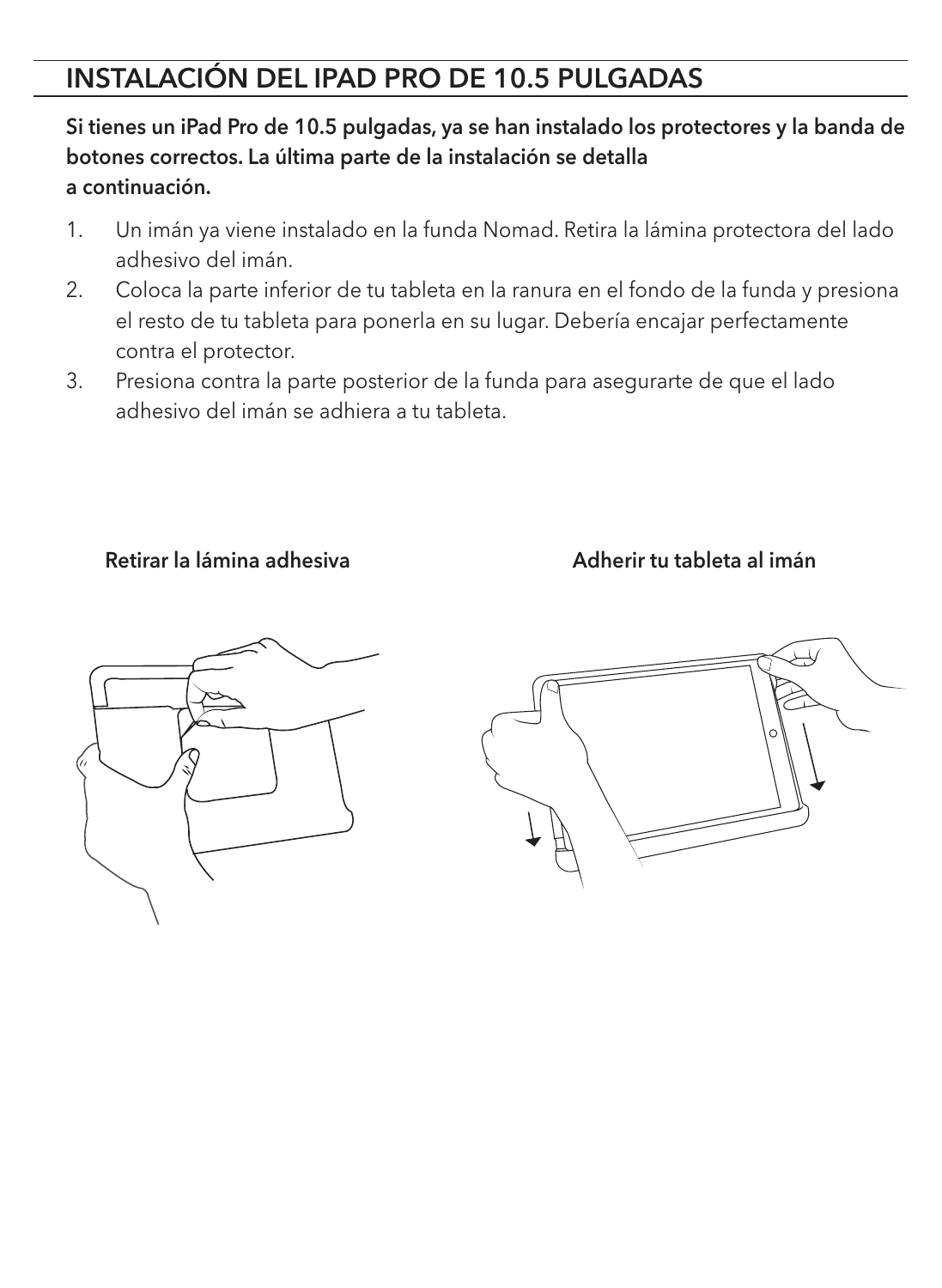## INSTALACIÓN DEL IPAD PRO DE 10.5 PULGADAS

**Si tienes un iPad Pro de 10.5 pulgadas, ya se han instalado los protectores y la banda de botones correctos. La última parte de la instalación se detalla a continuación.**

1. Un imán ya viene instalado en la funda Nomad. Retira la lámina protectora del lado adhesivo del imán.
2. Coloca la parte inferior de tu tableta en la ranura en el fondo de la funda y presiona el resto de tu tableta para ponerla en su lugar. Debería encajar perfectamente contra el protector.
3. Presiona contra la parte posterior de la funda para asegurarte de que el lado adhesivo del imán se adhiera a tu tableta.

**Retirar la lámina adhesiva**

**Adherir tu tableta al imán**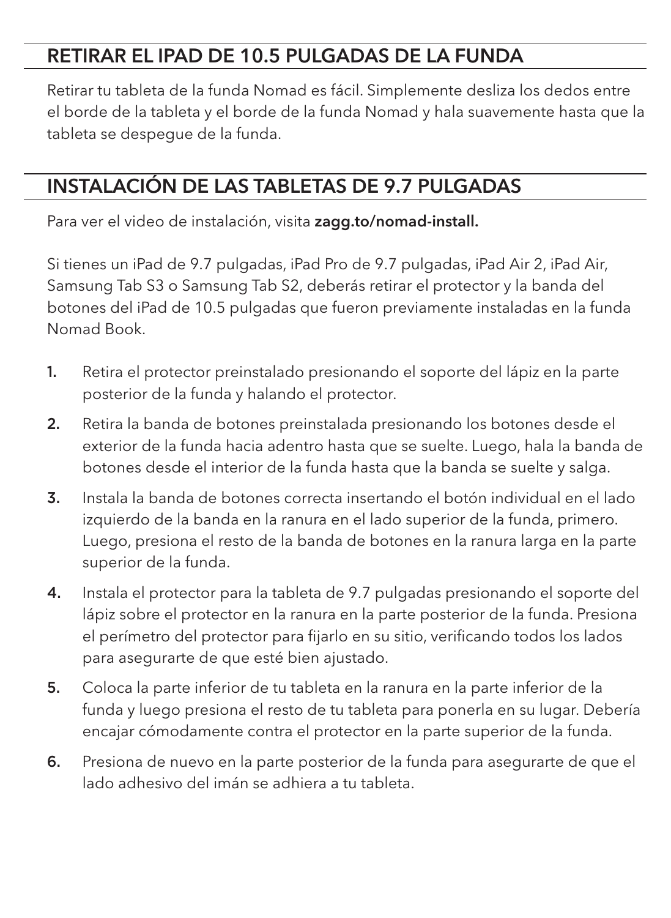## RETIRAR EL IPAD DE 10.5 PULGADAS DE LA FUNDA

Retirar tu tableta de la funda Nomad es fácil. Simplemente desliza los dedos entre el borde de la tableta y el borde de la funda Nomad y hala suavemente hasta que la tableta se despegue de la funda.

## INSTALACIÓN DE LAS TABLETAS DE 9.7 PULGADAS

Para ver el video de instalación, visita **zagg.to/nomad-install.**

Si tienes un iPad de 9.7 pulgadas, iPad Pro de 9.7 pulgadas, iPad Air 2, iPad Air, Samsung Tab S3 o Samsung Tab S2, deberás retirar el protector y la banda del botones del iPad de 10.5 pulgadas que fueron previamente instaladas en la funda Nomad Book.

1. Retira el protector preinstalado presionando el soporte del lápiz en la parte posterior de la funda y halando el protector.
2. Retira la banda de botones preinstalada presionando los botones desde el exterior de la funda hacia adentro hasta que se suelte. Luego, hala la banda de botones desde el interior de la funda hasta que la banda se suelte y salga.
3. Instala la banda de botones correcta insertando el botón individual en el lado izquierdo de la banda en la ranura en el lado superior de la funda, primero. Luego, presiona el resto de la banda de botones en la ranura larga en la parte superior de la funda.
4. Instala el protector para la tableta de 9.7 pulgadas presionando el soporte del lápiz sobre el protector en la ranura en la parte posterior de la funda. Presiona el perímetro del protector para fijarlo en su sitio, verificando todos los lados para asegurarte de que esté bien ajustado.
5. Coloca la parte inferior de tu tableta en la ranura en la parte inferior de la funda y luego presiona el resto de tu tableta para ponerla en su lugar. Debería encajar cómodamente contra el protector en la parte superior de la funda.
6. Presiona de nuevo en la parte posterior de la funda para asegurarte de que el lado adhesivo del imán se adhiera a tu tableta.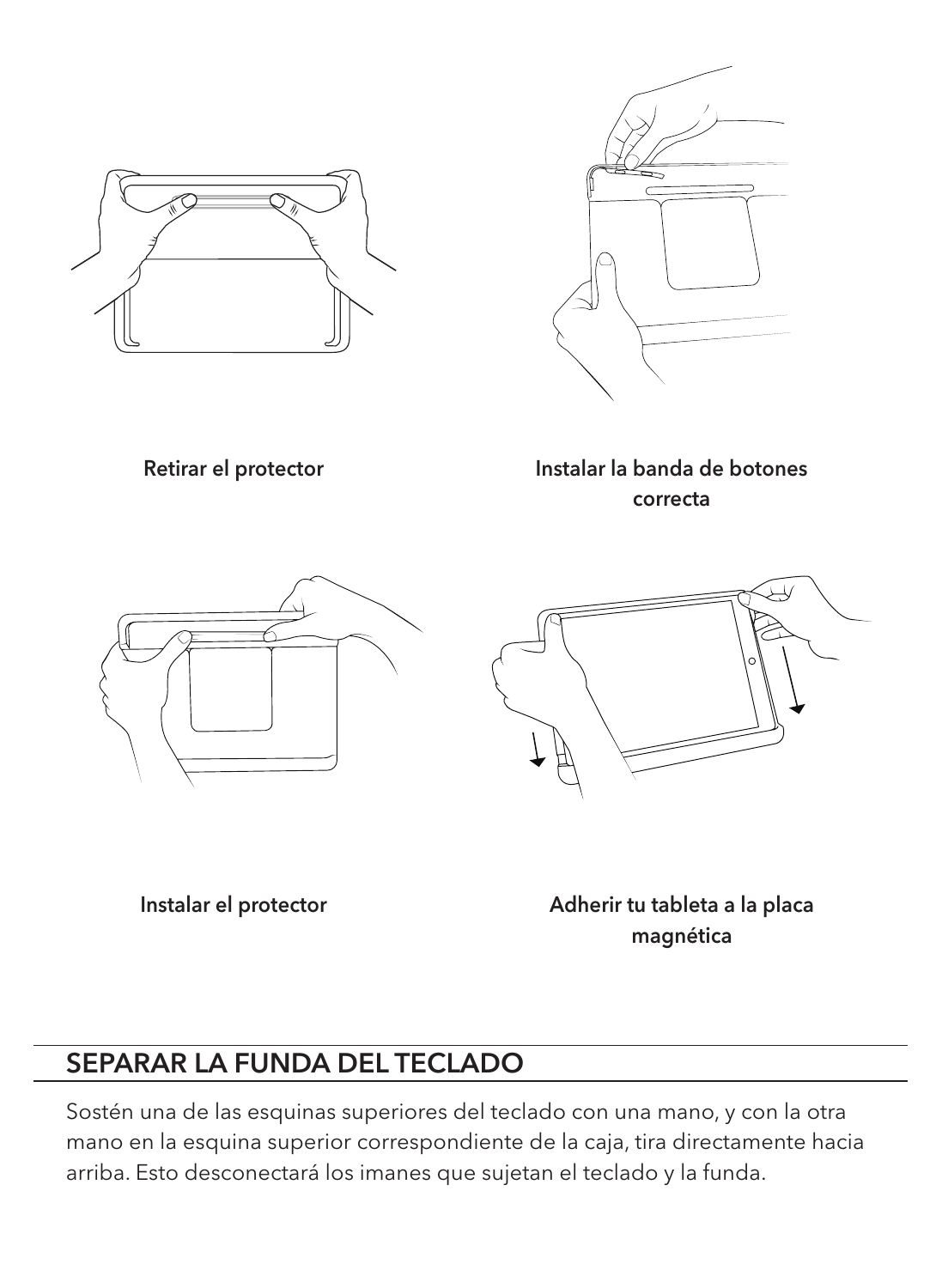Retirar el protector

Instalar la banda de botones correcta

Instalar el protector

Adherir tu tableta a la placa magnética

## SEPARAR LA FUNDA DEL TECLADO

Sostén una de las esquinas superiores del teclado con una mano, y con la otra mano en la esquina superior correspondiente de la caja, tira directamente hacia arriba. Esto desconectará los imanes que sujetan el teclado y la funda.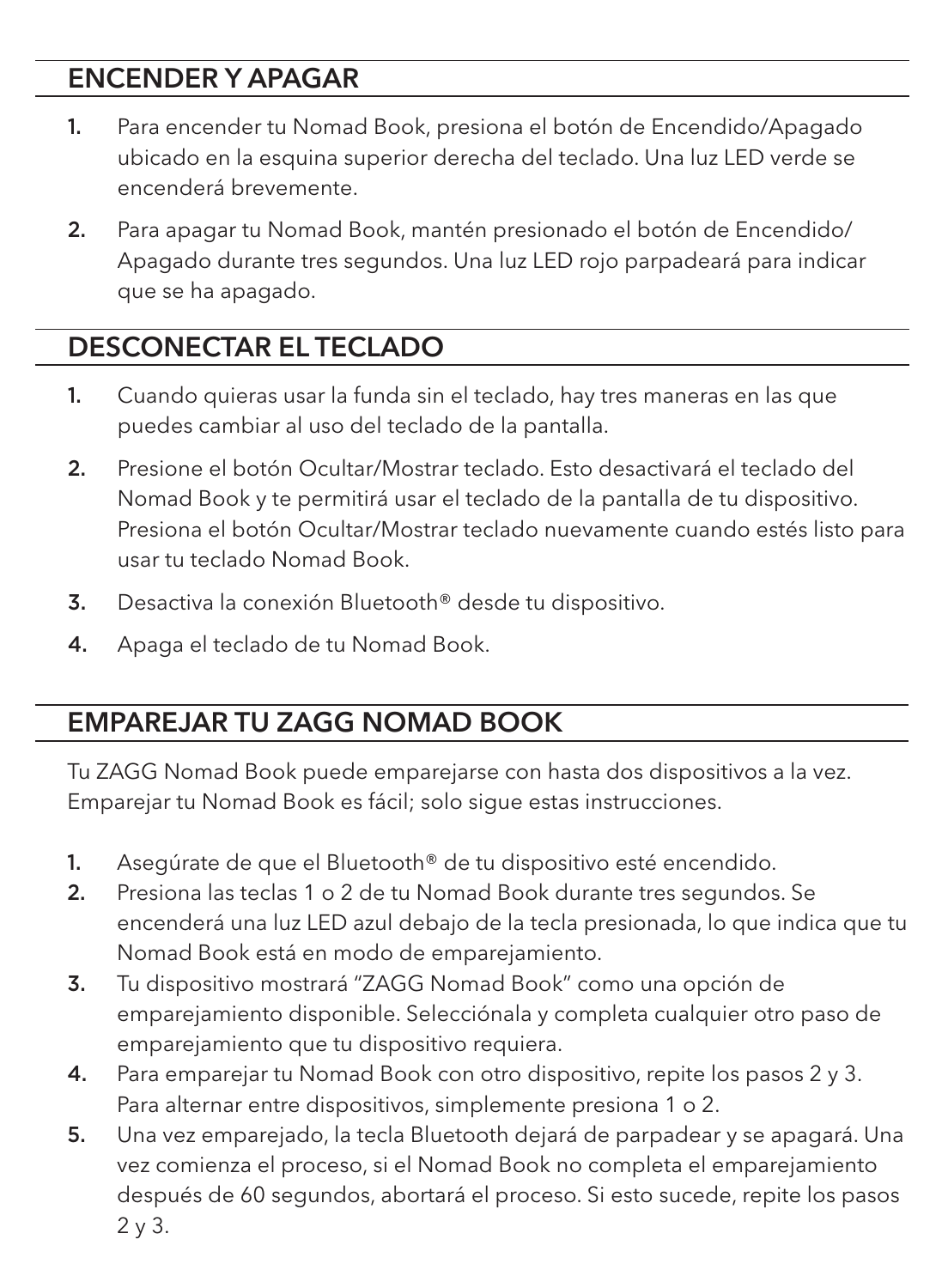## ENCENDER Y APAGAR

1. Para encender tu Nomad Book, presiona el botón de Encendido/Apagado ubicado en la esquina superior derecha del teclado. Una luz LED verde se encenderá brevemente.
2. Para apagar tu Nomad Book, mantén presionado el botón de Encendido/ Apagado durante tres segundos. Una luz LED rojo parpadeará para indicar que se ha apagado.

## DESCONECTAR EL TECLADO

1. Cuando quieras usar la funda sin el teclado, hay tres maneras en las que puedes cambiar al uso del teclado de la pantalla.
2. Presione el botón Ocultar/Mostrar teclado. Esto desactivará el teclado del Nomad Book y te permitirá usar el teclado de la pantalla de tu dispositivo. Presiona el botón Ocultar/Mostrar teclado nuevamente cuando estés listo para usar tu teclado Nomad Book.
3. Desactiva la conexión Bluetooth® desde tu dispositivo.
4. Apaga el teclado de tu Nomad Book.

## EMPAREJAR TU ZAGG NOMAD BOOK

Tu ZAGG Nomad Book puede emparejarse con hasta dos dispositivos a la vez. Emparejar tu Nomad Book es fácil; solo sigue estas instrucciones.

1. Asegúrate de que el Bluetooth® de tu dispositivo esté encendido.
2. Presiona las teclas 1 o 2 de tu Nomad Book durante tres segundos. Se encenderá una luz LED azul debajo de la tecla presionada, lo que indica que tu Nomad Book está en modo de emparejamiento.
3. Tu dispositivo mostrará "ZAGG Nomad Book" como una opción de emparejamiento disponible. Selecciónala y completa cualquier otro paso de emparejamiento que tu dispositivo requiera.
4. Para emparejar tu Nomad Book con otro dispositivo, repite los pasos 2 y 3. Para alternar entre dispositivos, simplemente presiona 1 o 2.
5. Una vez emparejado, la tecla Bluetooth dejará de parpadear y se apagará. Una vez comienza el proceso, si el Nomad Book no completa el emparejamiento después de 60 segundos, abortará el proceso. Si esto sucede, repite los pasos 2 y 3.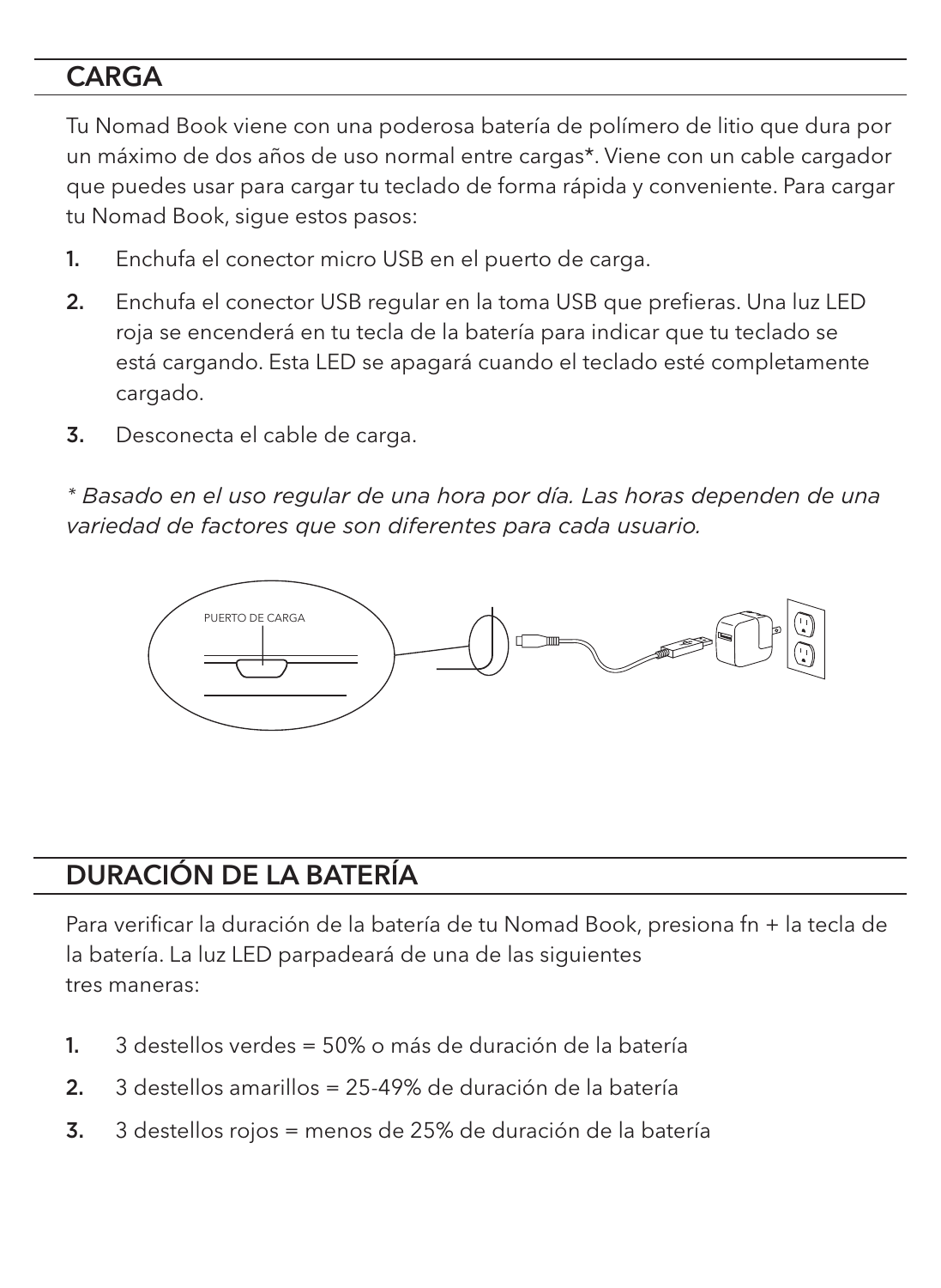## CARGA

Tu Nomad Book viene con una poderosa batería de polímero de litio que dura por un máximo de dos años de uso normal entre cargas*. Viene con un cable cargador que puedes usar para cargar tu teclado de forma rápida y conveniente. Para cargar tu Nomad Book, sigue estos pasos:

1. Enchufa el conector micro USB en el puerto de carga.
2. Enchufa el conector USB regular en la toma USB que prefieras. Una luz LED roja se encenderá en tu tecla de la batería para indicar que tu teclado se está cargando. Esta LED se apagará cuando el teclado esté completamente cargado.
3. Desconecta el cable de carga.

*\* Basado en el uso regular de una hora por día. Las horas dependen de una variedad de factores que son diferentes para cada usuario.*

PUERTO DE CARGA

## DURACIÓN DE LA BATERÍA

Para verificar la duración de la batería de tu Nomad Book, presiona fn + la tecla de la batería. La luz LED parpadeará de una de las siguientes tres maneras:

1. 3 destellos verdes = 50% o más de duración de la batería
2. 3 destellos amarillos = 25-49% de duración de la batería
3. 3 destellos rojos = menos de 25% de duración de la batería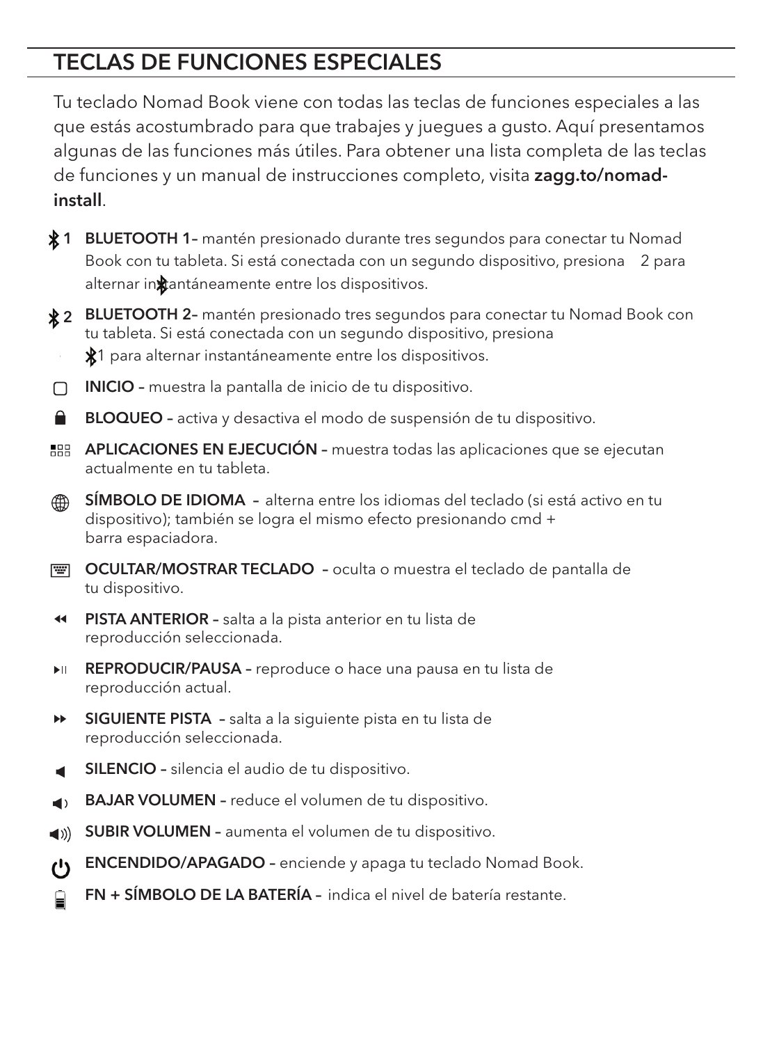## TECLAS DE FUNCIONES ESPECIALES

Tu teclado Nomad Book viene con todas las teclas de funciones especiales a las que estás acostumbrado para que trabajes y juegues a gusto. Aquí presentamos algunas de las funciones más útiles. Para obtener una lista completa de las teclas de funciones y un manual de instrucciones completo, visita **zagg.to/nomad-install**.

- **1 BLUETOOTH 1–** mantén presionado durante tres segundos para conectar tu Nomad Book con tu tableta. Si está conectada con un segundo dispositivo, presiona 2 para alternar instantáneamente entre los dispositivos.
- **2 BLUETOOTH 2–** mantén presionado tres segundos para conectar tu Nomad Book con tu tableta. Si está conectada con un segundo dispositivo, presiona 1 para alternar instantáneamente entre los dispositivos.
- **INICIO –** muestra la pantalla de inicio de tu dispositivo.
- **BLOQUEO –** activa y desactiva el modo de suspensión de tu dispositivo.
- **APLICACIONES EN EJECUCIÓN –** muestra todas las aplicaciones que se ejecutan actualmente en tu tableta.
- **SÍMBOLO DE IDIOMA –** alterna entre los idiomas del teclado (si está activo en tu dispositivo); también se logra el mismo efecto presionando cmd + barra espaciadora.
- **OCULTAR/MOSTRAR TECLADO –** oculta o muestra el teclado de pantalla de tu dispositivo.
- **PISTA ANTERIOR –** salta a la pista anterior en tu lista de reproducción seleccionada.
- **REPRODUCIR/PAUSA –** reproduce o hace una pausa en tu lista de reproducción actual.
- **SIGUIENTE PISTA –** salta a la siguiente pista en tu lista de reproducción seleccionada.
- **SILENCIO –** silencia el audio de tu dispositivo.
- **BAJAR VOLUMEN –** reduce el volumen de tu dispositivo.
- **SUBIR VOLUMEN –** aumenta el volumen de tu dispositivo.
- **ENCENDIDO/APAGADO –** enciende y apaga tu teclado Nomad Book.
- **FN + SÍMBOLO DE LA BATERÍA –** indica el nivel de batería restante.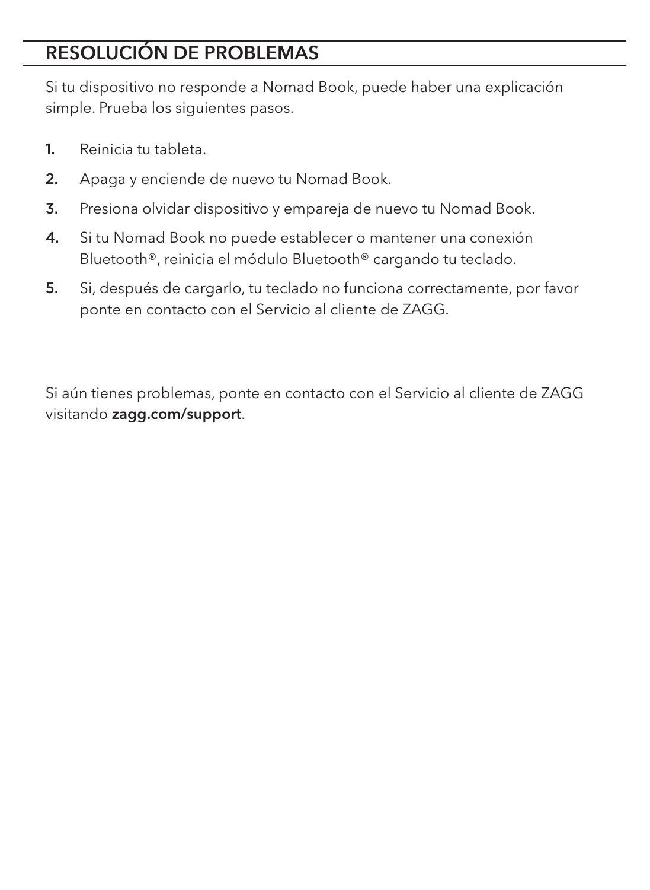## RESOLUCIÓN DE PROBLEMAS

Si tu dispositivo no responde a Nomad Book, puede haber una explicación simple. Prueba los siguientes pasos.

1. Reinicia tu tableta.
2. Apaga y enciende de nuevo tu Nomad Book.
3. Presiona olvidar dispositivo y empareja de nuevo tu Nomad Book.
4. Si tu Nomad Book no puede establecer o mantener una conexión Bluetooth®, reinicia el módulo Bluetooth® cargando tu teclado.
5. Si, después de cargarlo, tu teclado no funciona correctamente, por favor ponte en contacto con el Servicio al cliente de ZAGG.

Si aún tienes problemas, ponte en contacto con el Servicio al cliente de ZAGG visitando **zagg.com/support**.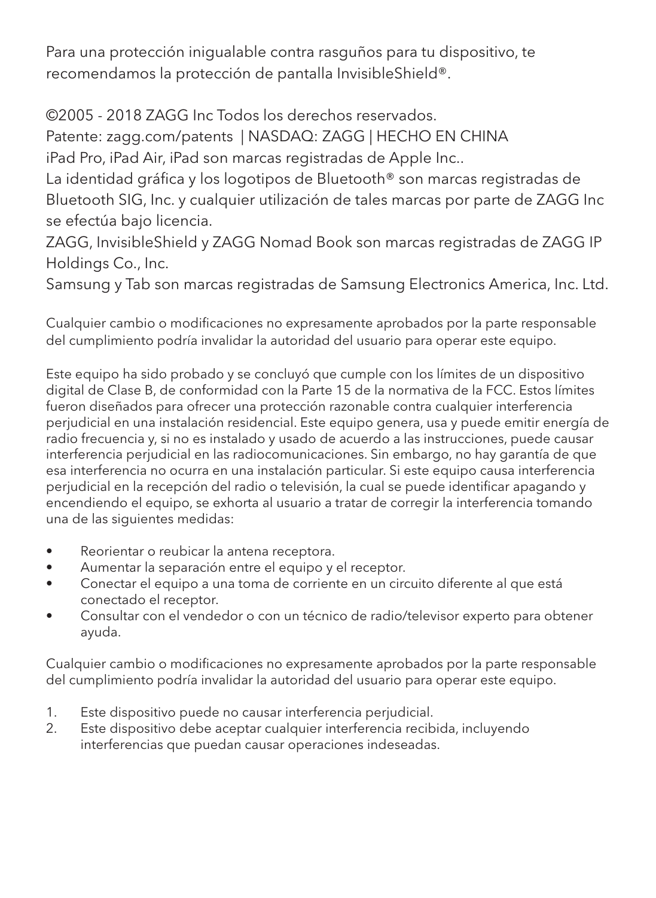Para una protección inigualable contra rasguños para tu dispositivo, te recomendamos la protección de pantalla InvisibleShield®.

©2005 - 2018 ZAGG Inc Todos los derechos reservados.
Patente: zagg.com/patents | NASDAQ: ZAGG | HECHO EN CHINA
iPad Pro, iPad Air, iPad son marcas registradas de Apple Inc..
La identidad gráfica y los logotipos de Bluetooth® son marcas registradas de Bluetooth SIG, Inc. y cualquier utilización de tales marcas por parte de ZAGG Inc se efectúa bajo licencia.
ZAGG, InvisibleShield y ZAGG Nomad Book son marcas registradas de ZAGG IP Holdings Co., Inc.
Samsung y Tab son marcas registradas de Samsung Electronics America, Inc. Ltd.

Cualquier cambio o modificaciones no expresamente aprobados por la parte responsable del cumplimiento podría invalidar la autoridad del usuario para operar este equipo.

Este equipo ha sido probado y se concluyó que cumple con los límites de un dispositivo digital de Clase B, de conformidad con la Parte 15 de la normativa de la FCC. Estos límites fueron diseñados para ofrecer una protección razonable contra cualquier interferencia perjudicial en una instalación residencial. Este equipo genera, usa y puede emitir energía de radio frecuencia y, si no es instalado y usado de acuerdo a las instrucciones, puede causar interferencia perjudicial en las radiocomunicaciones. Sin embargo, no hay garantía de que esa interferencia no ocurra en una instalación particular. Si este equipo causa interferencia perjudicial en la recepción del radio o televisión, la cual se puede identificar apagando y encendiendo el equipo, se exhorta al usuario a tratar de corregir la interferencia tomando una de las siguientes medidas:

- Reorientar o reubicar la antena receptora.
- Aumentar la separación entre el equipo y el receptor.
- Conectar el equipo a una toma de corriente en un circuito diferente al que está conectado el receptor.
- Consultar con el vendedor o con un técnico de radio/televisor experto para obtener ayuda.

Cualquier cambio o modificaciones no expresamente aprobados por la parte responsable del cumplimiento podría invalidar la autoridad del usuario para operar este equipo.

1. Este dispositivo puede no causar interferencia perjudicial.
2. Este dispositivo debe aceptar cualquier interferencia recibida, incluyendo interferencias que puedan causar operaciones indeseadas.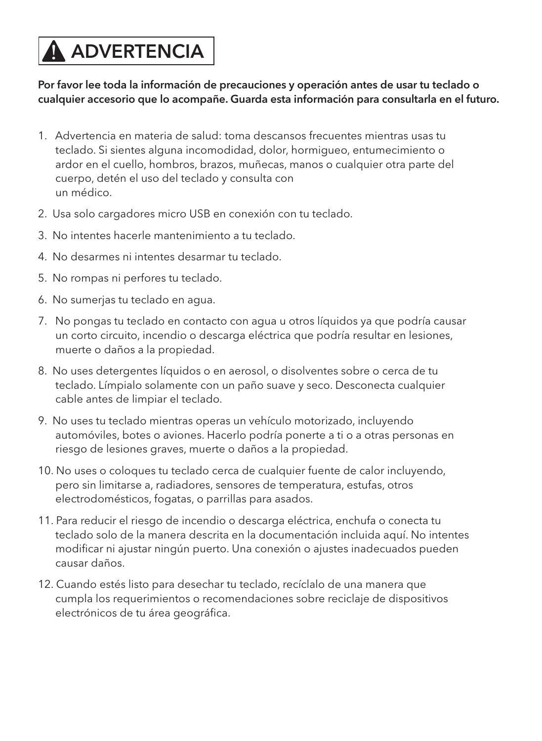# ⚠ ADVERTENCIA

**Por favor lee toda la información de precauciones y operación antes de usar tu teclado o cualquier accesorio que lo acompañe. Guarda esta información para consultarla en el futuro.**

1. Advertencia en materia de salud: toma descansos frecuentes mientras usas tu teclado. Si sientes alguna incomodidad, dolor, hormigueo, entumecimiento o ardor en el cuello, hombros, brazos, muñecas, manos o cualquier otra parte del cuerpo, detén el uso del teclado y consulta con un médico.
2. Usa solo cargadores micro USB en conexión con tu teclado.
3. No intentes hacerle mantenimiento a tu teclado.
4. No desarmes ni intentes desarmar tu teclado.
5. No rompas ni perfores tu teclado.
6. No sumerjas tu teclado en agua.
7. No pongas tu teclado en contacto con agua u otros líquidos ya que podría causar un corto circuito, incendio o descarga eléctrica que podría resultar en lesiones, muerte o daños a la propiedad.
8. No uses detergentes líquidos o en aerosol, o disolventes sobre o cerca de tu teclado. Límpialo solamente con un paño suave y seco. Desconecta cualquier cable antes de limpiar el teclado.
9. No uses tu teclado mientras operas un vehículo motorizado, incluyendo automóviles, botes o aviones. Hacerlo podría ponerte a ti o a otras personas en riesgo de lesiones graves, muerte o daños a la propiedad.
10. No uses o coloques tu teclado cerca de cualquier fuente de calor incluyendo, pero sin limitarse a, radiadores, sensores de temperatura, estufas, otros electrodomésticos, fogatas, o parrillas para asados.
11. Para reducir el riesgo de incendio o descarga eléctrica, enchufa o conecta tu teclado solo de la manera descrita en la documentación incluida aquí. No intentes modificar ni ajustar ningún puerto. Una conexión o ajustes inadecuados pueden causar daños.
12. Cuando estés listo para desechar tu teclado, recíclalo de una manera que cumpla los requerimientos o recomendaciones sobre reciclaje de dispositivos electrónicos de tu área geográfica.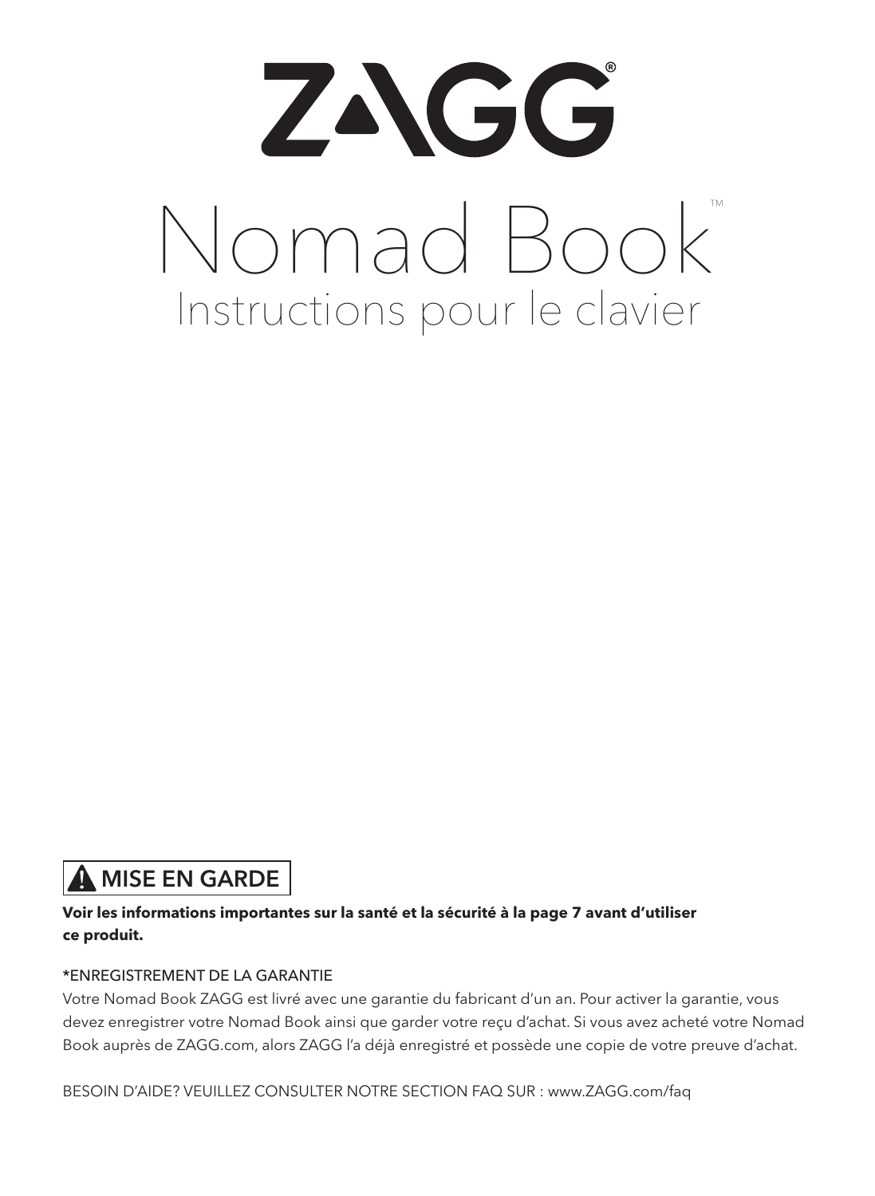# ZAGG®

# Nomad Book™

## Instructions pour le clavier

**⚠ MISE EN GARDE**

**Voir les informations importantes sur la santé et la sécurité à la page 7 avant d'utiliser ce produit.**

*ENREGISTREMENT DE LA GARANTIE

Votre Nomad Book ZAGG est livré avec une garantie du fabricant d'un an. Pour activer la garantie, vous devez enregistrer votre Nomad Book ainsi que garder votre reçu d'achat. Si vous avez acheté votre Nomad Book auprès de ZAGG.com, alors ZAGG l'a déjà enregistré et possède une copie de votre preuve d'achat.

BESOIN D'AIDE? VEUILLEZ CONSULTER NOTRE SECTION FAQ SUR : www.ZAGG.com/faq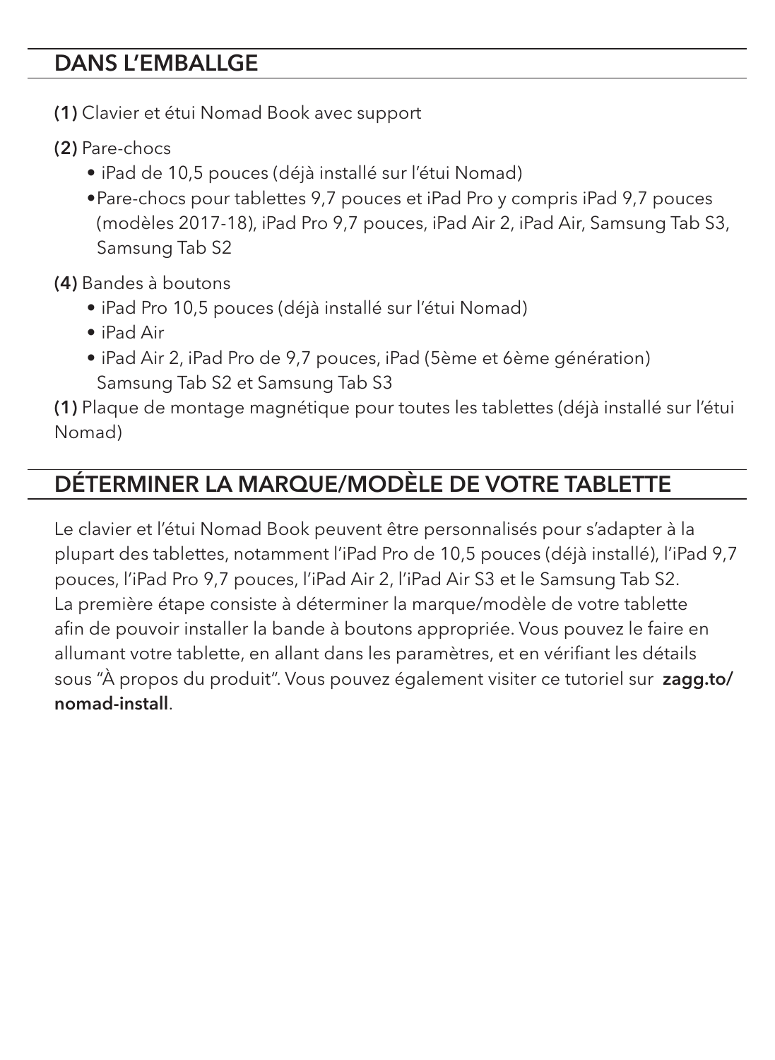## DANS L'EMBALLGE

**(1)** Clavier et étui Nomad Book avec support

**(2)** Pare-chocs

- iPad de 10,5 pouces (déjà installé sur l'étui Nomad)
- Pare-chocs pour tablettes 9,7 pouces et iPad Pro y compris iPad 9,7 pouces (modèles 2017-18), iPad Pro 9,7 pouces, iPad Air 2, iPad Air, Samsung Tab S3, Samsung Tab S2

**(4)** Bandes à boutons

- iPad Pro 10,5 pouces (déjà installé sur l'étui Nomad)
- iPad Air
- iPad Air 2, iPad Pro de 9,7 pouces, iPad (5ème et 6ème génération) Samsung Tab S2 et Samsung Tab S3

**(1)** Plaque de montage magnétique pour toutes les tablettes (déjà installé sur l'étui Nomad)

## DÉTERMINER LA MARQUE/MODÈLE DE VOTRE TABLETTE

Le clavier et l'étui Nomad Book peuvent être personnalisés pour s'adapter à la plupart des tablettes, notamment l'iPad Pro de 10,5 pouces (déjà installé), l'iPad 9,7 pouces, l'iPad Pro 9,7 pouces, l'iPad Air 2, l'iPad Air S3 et le Samsung Tab S2. La première étape consiste à déterminer la marque/modèle de votre tablette afin de pouvoir installer la bande à boutons appropriée. Vous pouvez le faire en allumant votre tablette, en allant dans les paramètres, et en vérifiant les détails sous "À propos du produit". Vous pouvez également visiter ce tutoriel sur **zagg.to/nomad-install**.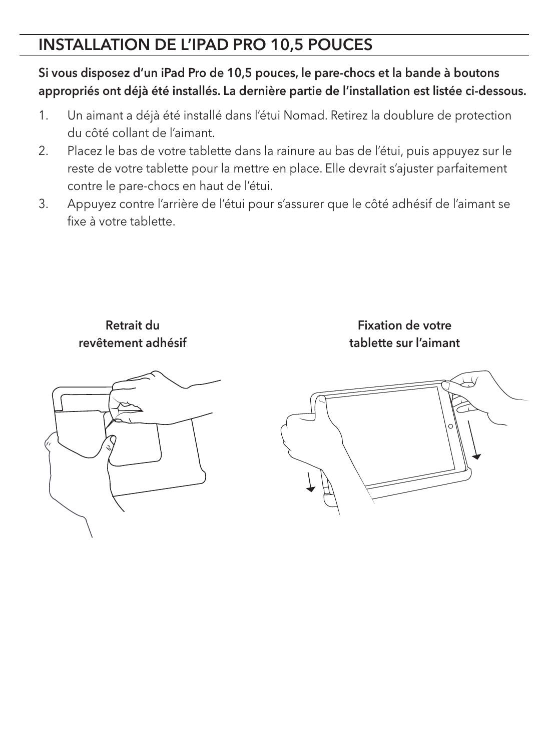## INSTALLATION DE L'IPAD PRO 10,5 POUCES

**Si vous disposez d'un iPad Pro de 10,5 pouces, le pare-chocs et la bande à boutons appropriés ont déjà été installés. La dernière partie de l'installation est listée ci-dessous.**

1. Un aimant a déjà été installé dans l'étui Nomad. Retirez la doublure de protection du côté collant de l'aimant.
2. Placez le bas de votre tablette dans la rainure au bas de l'étui, puis appuyez sur le reste de votre tablette pour la mettre en place. Elle devrait s'ajuster parfaitement contre le pare-chocs en haut de l'étui.
3. Appuyez contre l'arrière de l'étui pour s'assurer que le côté adhésif de l'aimant se fixe à votre tablette.

**Retrait du revêtement adhésif**

**Fixation de votre tablette sur l'aimant**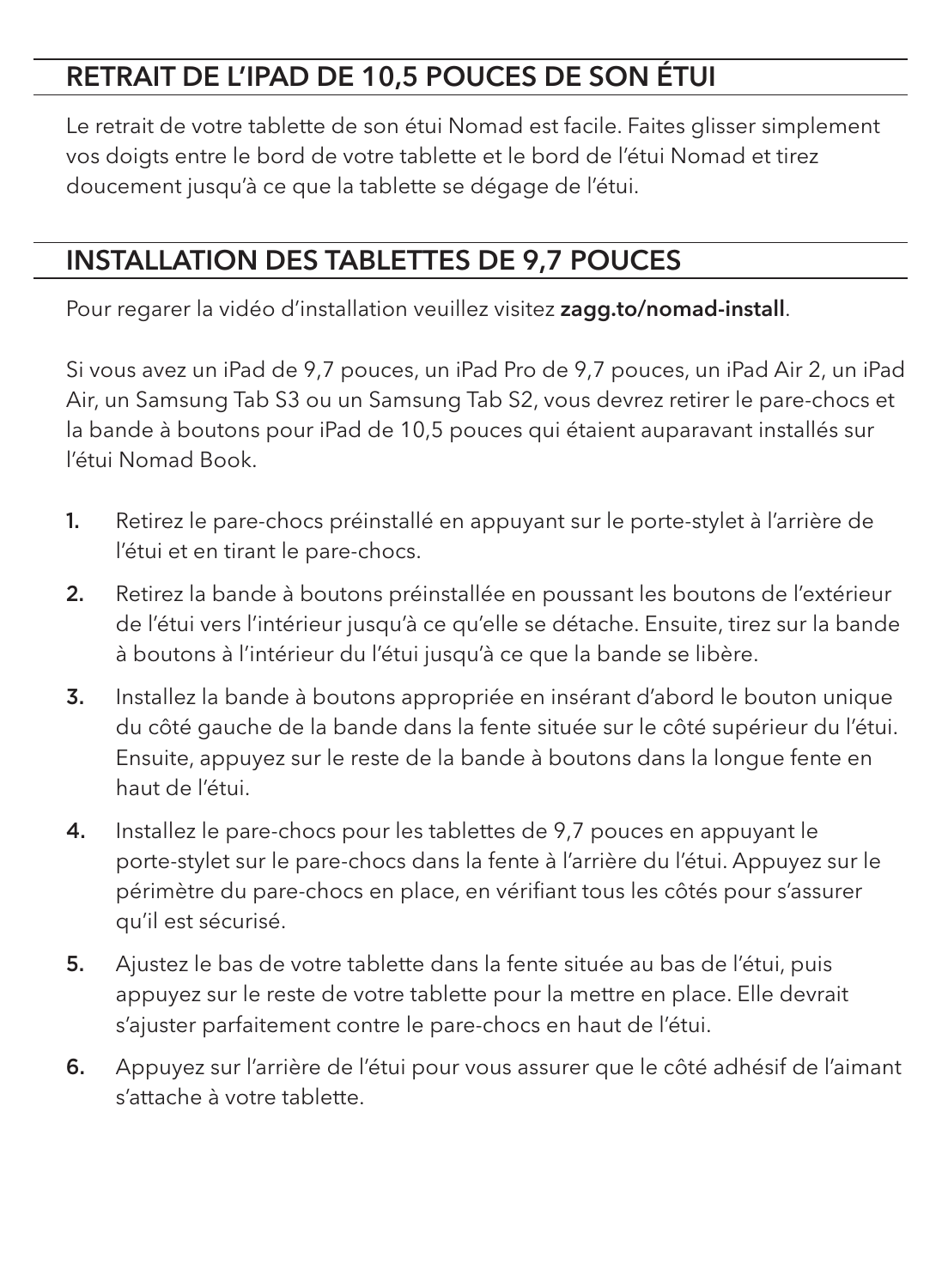## RETRAIT DE L'IPAD DE 10,5 POUCES DE SON ÉTUI

Le retrait de votre tablette de son étui Nomad est facile. Faites glisser simplement vos doigts entre le bord de votre tablette et le bord de l'étui Nomad et tirez doucement jusqu'à ce que la tablette se dégage de l'étui.

## INSTALLATION DES TABLETTES DE 9,7 POUCES

Pour regarer la vidéo d'installation veuillez visitez **zagg.to/nomad-install**.

Si vous avez un iPad de 9,7 pouces, un iPad Pro de 9,7 pouces, un iPad Air 2, un iPad Air, un Samsung Tab S3 ou un Samsung Tab S2, vous devrez retirer le pare-chocs et la bande à boutons pour iPad de 10,5 pouces qui étaient auparavant installés sur l'étui Nomad Book.

1. Retirez le pare-chocs préinstallé en appuyant sur le porte-stylet à l'arrière de l'étui et en tirant le pare-chocs.
2. Retirez la bande à boutons préinstallée en poussant les boutons de l'extérieur de l'étui vers l'intérieur jusqu'à ce qu'elle se détache. Ensuite, tirez sur la bande à boutons à l'intérieur du l'étui jusqu'à ce que la bande se libère.
3. Installez la bande à boutons appropriée en insérant d'abord le bouton unique du côté gauche de la bande dans la fente située sur le côté supérieur du l'étui. Ensuite, appuyez sur le reste de la bande à boutons dans la longue fente en haut de l'étui.
4. Installez le pare-chocs pour les tablettes de 9,7 pouces en appuyant le porte-stylet sur le pare-chocs dans la fente à l'arrière du l'étui. Appuyez sur le périmètre du pare-chocs en place, en vérifiant tous les côtés pour s'assurer qu'il est sécurisé.
5. Ajustez le bas de votre tablette dans la fente située au bas de l'étui, puis appuyez sur le reste de votre tablette pour la mettre en place. Elle devrait s'ajuster parfaitement contre le pare-chocs en haut de l'étui.
6. Appuyez sur l'arrière de l'étui pour vous assurer que le côté adhésif de l'aimant s'attache à votre tablette.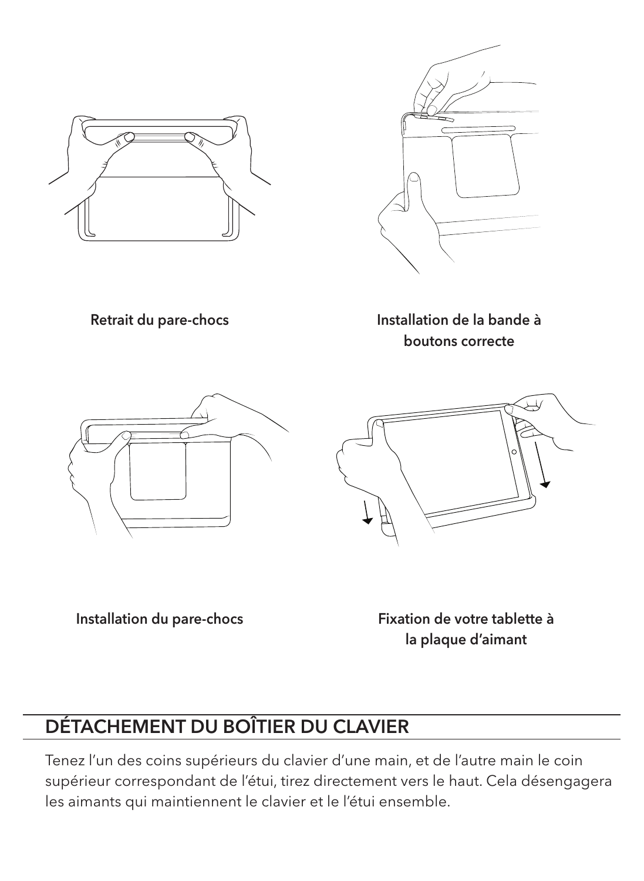Retrait du pare-chocs

Installation de la bande à boutons correcte

Installation du pare-chocs

Fixation de votre tablette à la plaque d'aimant

## DÉTACHEMENT DU BOÎTIER DU CLAVIER

Tenez l'un des coins supérieurs du clavier d'une main, et de l'autre main le coin supérieur correspondant de l'étui, tirez directement vers le haut. Cela désengagera les aimants qui maintiennent le clavier et le l'étui ensemble.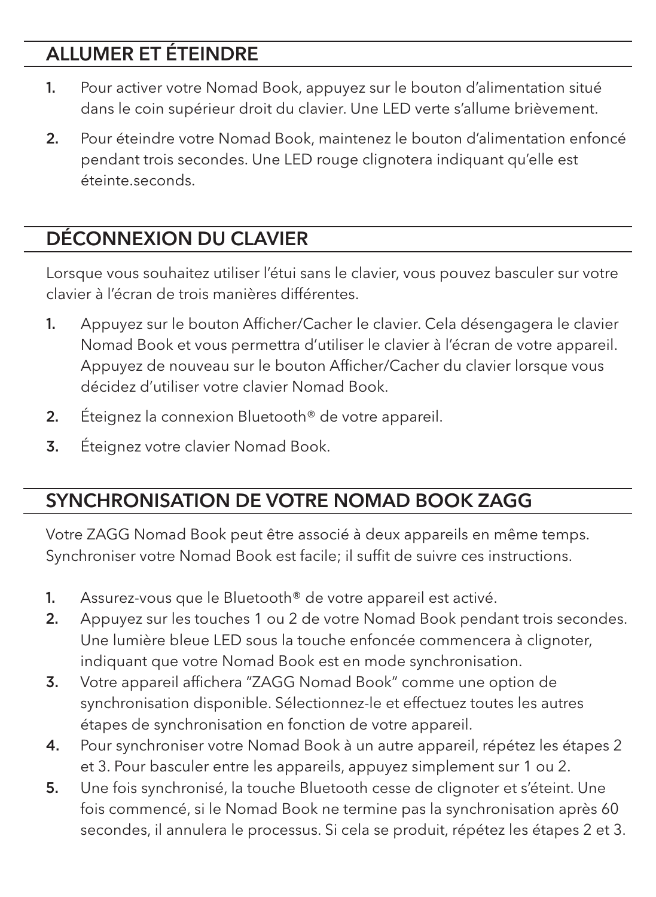## ALLUMER ET ÉTEINDRE

1. Pour activer votre Nomad Book, appuyez sur le bouton d'alimentation situé dans le coin supérieur droit du clavier. Une LED verte s'allume brièvement.
2. Pour éteindre votre Nomad Book, maintenez le bouton d'alimentation enfoncé pendant trois secondes. Une LED rouge clignotera indiquant qu'elle est éteinte.seconds.

## DÉCONNEXION DU CLAVIER

Lorsque vous souhaitez utiliser l'étui sans le clavier, vous pouvez basculer sur votre clavier à l'écran de trois manières différentes.

1. Appuyez sur le bouton Afficher/Cacher le clavier. Cela désengagera le clavier Nomad Book et vous permettra d'utiliser le clavier à l'écran de votre appareil. Appuyez de nouveau sur le bouton Afficher/Cacher du clavier lorsque vous décidez d'utiliser votre clavier Nomad Book.
2. Éteignez la connexion Bluetooth® de votre appareil.
3. Éteignez votre clavier Nomad Book.

## SYNCHRONISATION DE VOTRE NOMAD BOOK ZAGG

Votre ZAGG Nomad Book peut être associé à deux appareils en même temps. Synchroniser votre Nomad Book est facile; il suffit de suivre ces instructions.

1. Assurez-vous que le Bluetooth® de votre appareil est activé.
2. Appuyez sur les touches 1 ou 2 de votre Nomad Book pendant trois secondes. Une lumière bleue LED sous la touche enfoncée commencera à clignoter, indiquant que votre Nomad Book est en mode synchronisation.
3. Votre appareil affichera "ZAGG Nomad Book" comme une option de synchronisation disponible. Sélectionnez-le et effectuez toutes les autres étapes de synchronisation en fonction de votre appareil.
4. Pour synchroniser votre Nomad Book à un autre appareil, répétez les étapes 2 et 3. Pour basculer entre les appareils, appuyez simplement sur 1 ou 2.
5. Une fois synchronisé, la touche Bluetooth cesse de clignoter et s'éteint. Une fois commencé, si le Nomad Book ne termine pas la synchronisation après 60 secondes, il annulera le processus. Si cela se produit, répétez les étapes 2 et 3.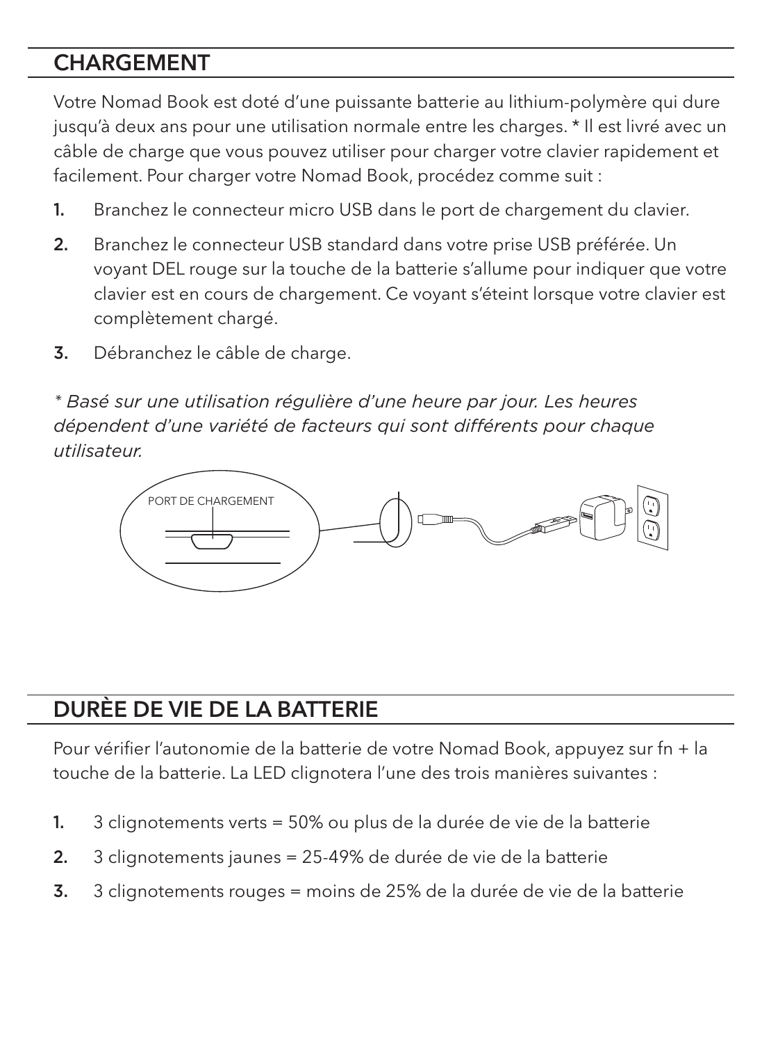## CHARGEMENT

Votre Nomad Book est doté d'une puissante batterie au lithium-polymère qui dure jusqu'à deux ans pour une utilisation normale entre les charges. * Il est livré avec un câble de charge que vous pouvez utiliser pour charger votre clavier rapidement et facilement. Pour charger votre Nomad Book, procédez comme suit :

1. Branchez le connecteur micro USB dans le port de chargement du clavier.
2. Branchez le connecteur USB standard dans votre prise USB préférée. Un voyant DEL rouge sur la touche de la batterie s'allume pour indiquer que votre clavier est en cours de chargement. Ce voyant s'éteint lorsque votre clavier est complètement chargé.
3. Débranchez le câble de charge.

*\* Basé sur une utilisation régulière d'une heure par jour. Les heures dépendent d'une variété de facteurs qui sont différents pour chaque utilisateur.*

PORT DE CHARGEMENT

## DURÈE DE VIE DE LA BATTERIE

Pour vérifier l'autonomie de la batterie de votre Nomad Book, appuyez sur fn + la touche de la batterie. La LED clignotera l'une des trois manières suivantes :

1. 3 clignotements verts = 50% ou plus de la durée de vie de la batterie
2. 3 clignotements jaunes = 25-49% de durée de vie de la batterie
3. 3 clignotements rouges = moins de 25% de la durée de vie de la batterie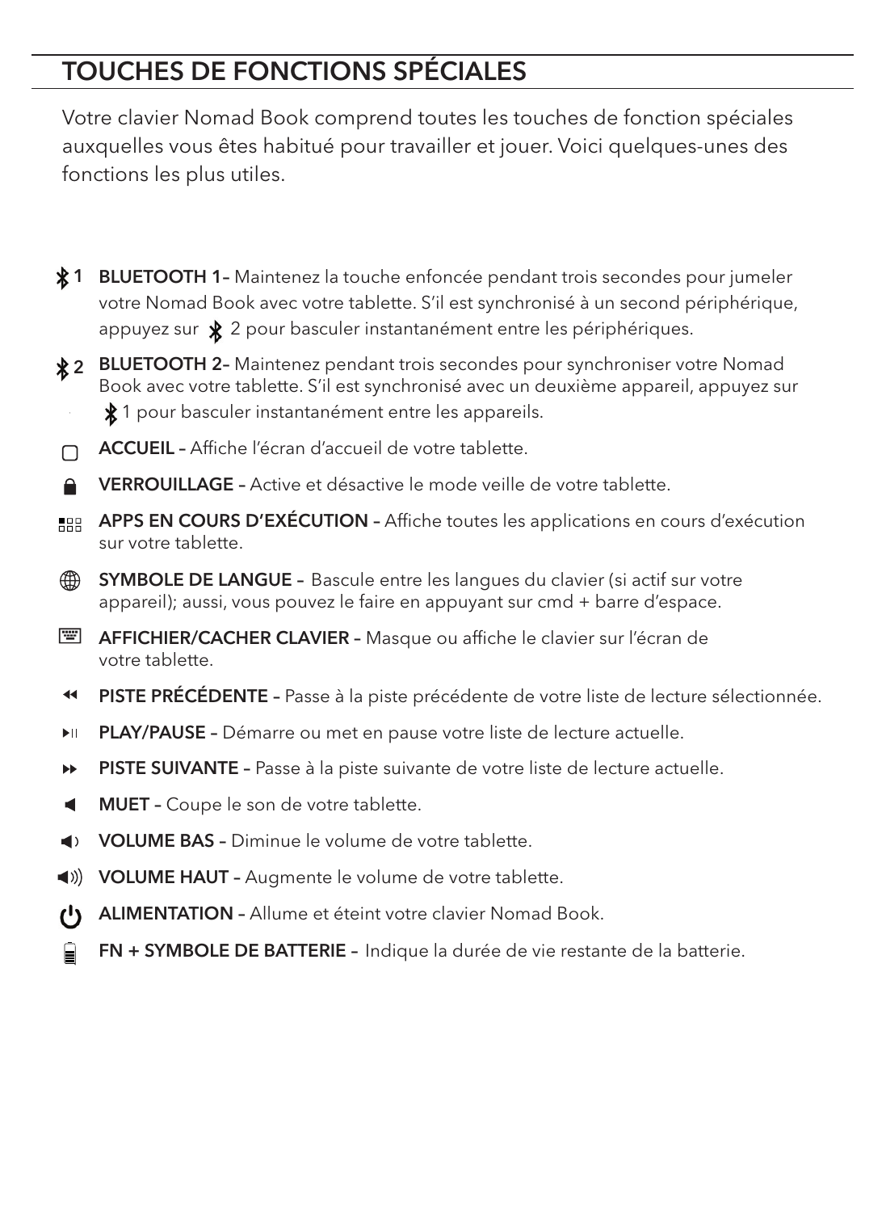## TOUCHES DE FONCTIONS SPÉCIALES

Votre clavier Nomad Book comprend toutes les touches de fonction spéciales auxquelles vous êtes habitué pour travailler et jouer. Voici quelques-unes des fonctions les plus utiles.

- **BLUETOOTH 1–** Maintenez la touche enfoncée pendant trois secondes pour jumeler votre Nomad Book avec votre tablette. S'il est synchronisé à un second périphérique, appuyez sur 2 pour basculer instantanément entre les périphériques.
- **BLUETOOTH 2–** Maintenez pendant trois secondes pour synchroniser votre Nomad Book avec votre tablette. S'il est synchronisé avec un deuxième appareil, appuyez sur 1 pour basculer instantanément entre les appareils.
- **ACCUEIL –** Affiche l'écran d'accueil de votre tablette.
- **VERROUILLAGE –** Active et désactive le mode veille de votre tablette.
- **APPS EN COURS D'EXÉCUTION –** Affiche toutes les applications en cours d'exécution sur votre tablette.
- **SYMBOLE DE LANGUE –** Bascule entre les langues du clavier (si actif sur votre appareil); aussi, vous pouvez le faire en appuyant sur cmd + barre d'espace.
- **AFFICHIER/CACHER CLAVIER –** Masque ou affiche le clavier sur l'écran de votre tablette.
- **PISTE PRÉCÉDENTE –** Passe à la piste précédente de votre liste de lecture sélectionnée.
- **PLAY/PAUSE –** Démarre ou met en pause votre liste de lecture actuelle.
- **PISTE SUIVANTE –** Passe à la piste suivante de votre liste de lecture actuelle.
- **MUET –** Coupe le son de votre tablette.
- **VOLUME BAS –** Diminue le volume de votre tablette.
- **VOLUME HAUT –** Augmente le volume de votre tablette.
- **ALIMENTATION –** Allume et éteint votre clavier Nomad Book.
- **FN + SYMBOLE DE BATTERIE –** Indique la durée de vie restante de la batterie.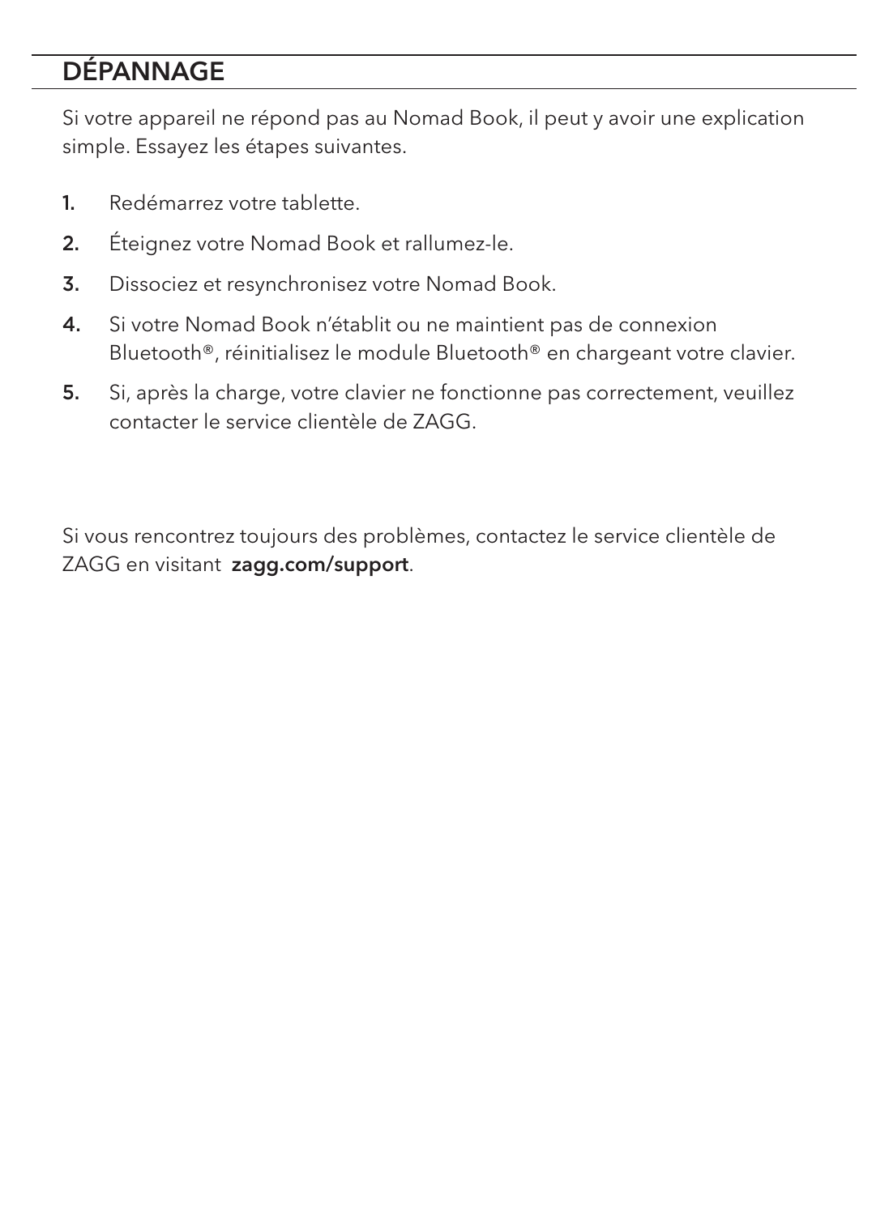## DÉPANNAGE

Si votre appareil ne répond pas au Nomad Book, il peut y avoir une explication simple. Essayez les étapes suivantes.

1. Redémarrez votre tablette.
2. Éteignez votre Nomad Book et rallumez-le.
3. Dissociez et resynchronisez votre Nomad Book.
4. Si votre Nomad Book n'établit ou ne maintient pas de connexion Bluetooth®, réinitialisez le module Bluetooth® en chargeant votre clavier.
5. Si, après la charge, votre clavier ne fonctionne pas correctement, veuillez contacter le service clientèle de ZAGG.

Si vous rencontrez toujours des problèmes, contactez le service clientèle de ZAGG en visitant **zagg.com/support**.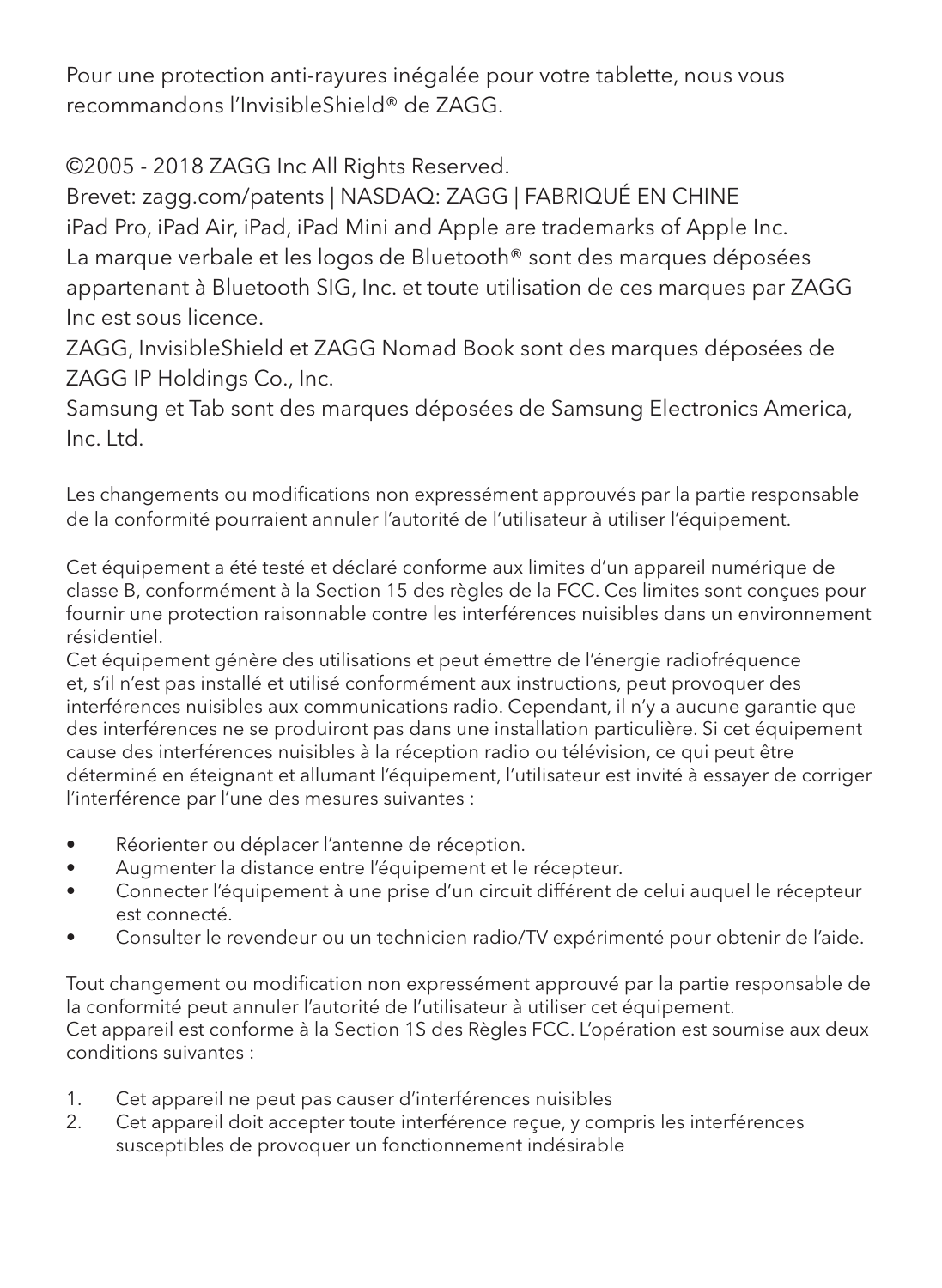Pour une protection anti-rayures inégalée pour votre tablette, nous vous recommandons l'InvisibleShield® de ZAGG.

©2005 - 2018 ZAGG Inc All Rights Reserved.
Brevet: zagg.com/patents | NASDAQ: ZAGG | FABRIQUÉ EN CHINE
iPad Pro, iPad Air, iPad, iPad Mini and Apple are trademarks of Apple Inc.
La marque verbale et les logos de Bluetooth® sont des marques déposées appartenant à Bluetooth SIG, Inc. et toute utilisation de ces marques par ZAGG Inc est sous licence.
ZAGG, InvisibleShield et ZAGG Nomad Book sont des marques déposées de ZAGG IP Holdings Co., Inc.
Samsung et Tab sont des marques déposées de Samsung Electronics America, Inc. Ltd.

Les changements ou modifications non expressément approuvés par la partie responsable de la conformité pourraient annuler l'autorité de l'utilisateur à utiliser l'équipement.

Cet équipement a été testé et déclaré conforme aux limites d'un appareil numérique de classe B, conformément à la Section 15 des règles de la FCC. Ces limites sont conçues pour fournir une protection raisonnable contre les interférences nuisibles dans un environnement résidentiel.
Cet équipement génère des utilisations et peut émettre de l'énergie radiofréquence et, s'il n'est pas installé et utilisé conformément aux instructions, peut provoquer des interférences nuisibles aux communications radio. Cependant, il n'y a aucune garantie que des interférences ne se produiront pas dans une installation particulière. Si cet équipement cause des interférences nuisibles à la réception radio ou télévision, ce qui peut être déterminé en éteignant et allumant l'équipement, l'utilisateur est invité à essayer de corriger l'interférence par l'une des mesures suivantes :

- Réorienter ou déplacer l'antenne de réception.
- Augmenter la distance entre l'équipement et le récepteur.
- Connecter l'équipement à une prise d'un circuit différent de celui auquel le récepteur est connecté.
- Consulter le revendeur ou un technicien radio/TV expérimenté pour obtenir de l'aide.

Tout changement ou modification non expressément approuvé par la partie responsable de la conformité peut annuler l'autorité de l'utilisateur à utiliser cet équipement.
Cet appareil est conforme à la Section 1S des Règles FCC. L'opération est soumise aux deux conditions suivantes :

1. Cet appareil ne peut pas causer d'interférences nuisibles
2. Cet appareil doit accepter toute interférence reçue, y compris les interférences susceptibles de provoquer un fonctionnement indésirable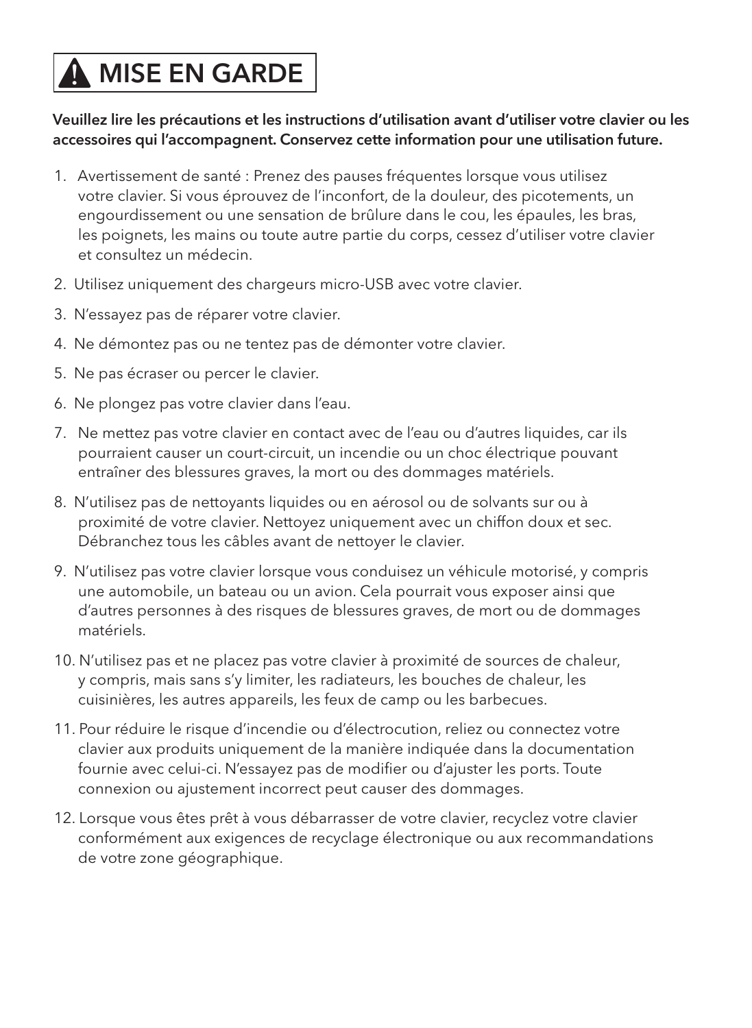# ⚠ MISE EN GARDE

**Veuillez lire les précautions et les instructions d'utilisation avant d'utiliser votre clavier ou les accessoires qui l'accompagnent. Conservez cette information pour une utilisation future.**

1. Avertissement de santé : Prenez des pauses fréquentes lorsque vous utilisez votre clavier. Si vous éprouvez de l'inconfort, de la douleur, des picotements, un engourdissement ou une sensation de brûlure dans le cou, les épaules, les bras, les poignets, les mains ou toute autre partie du corps, cessez d'utiliser votre clavier et consultez un médecin.
2. Utilisez uniquement des chargeurs micro-USB avec votre clavier.
3. N'essayez pas de réparer votre clavier.
4. Ne démontez pas ou ne tentez pas de démonter votre clavier.
5. Ne pas écraser ou percer le clavier.
6. Ne plongez pas votre clavier dans l'eau.
7. Ne mettez pas votre clavier en contact avec de l'eau ou d'autres liquides, car ils pourraient causer un court-circuit, un incendie ou un choc électrique pouvant entraîner des blessures graves, la mort ou des dommages matériels.
8. N'utilisez pas de nettoyants liquides ou en aérosol ou de solvants sur ou à proximité de votre clavier. Nettoyez uniquement avec un chiffon doux et sec. Débranchez tous les câbles avant de nettoyer le clavier.
9. N'utilisez pas votre clavier lorsque vous conduisez un véhicule motorisé, y compris une automobile, un bateau ou un avion. Cela pourrait vous exposer ainsi que d'autres personnes à des risques de blessures graves, de mort ou de dommages matériels.
10. N'utilisez pas et ne placez pas votre clavier à proximité de sources de chaleur, y compris, mais sans s'y limiter, les radiateurs, les bouches de chaleur, les cuisinières, les autres appareils, les feux de camp ou les barbecues.
11. Pour réduire le risque d'incendie ou d'électrocution, reliez ou connectez votre clavier aux produits uniquement de la manière indiquée dans la documentation fournie avec celui-ci. N'essayez pas de modifier ou d'ajuster les ports. Toute connexion ou ajustement incorrect peut causer des dommages.
12. Lorsque vous êtes prêt à vous débarrasser de votre clavier, recyclez votre clavier conformément aux exigences de recyclage électronique ou aux recommandations de votre zone géographique.